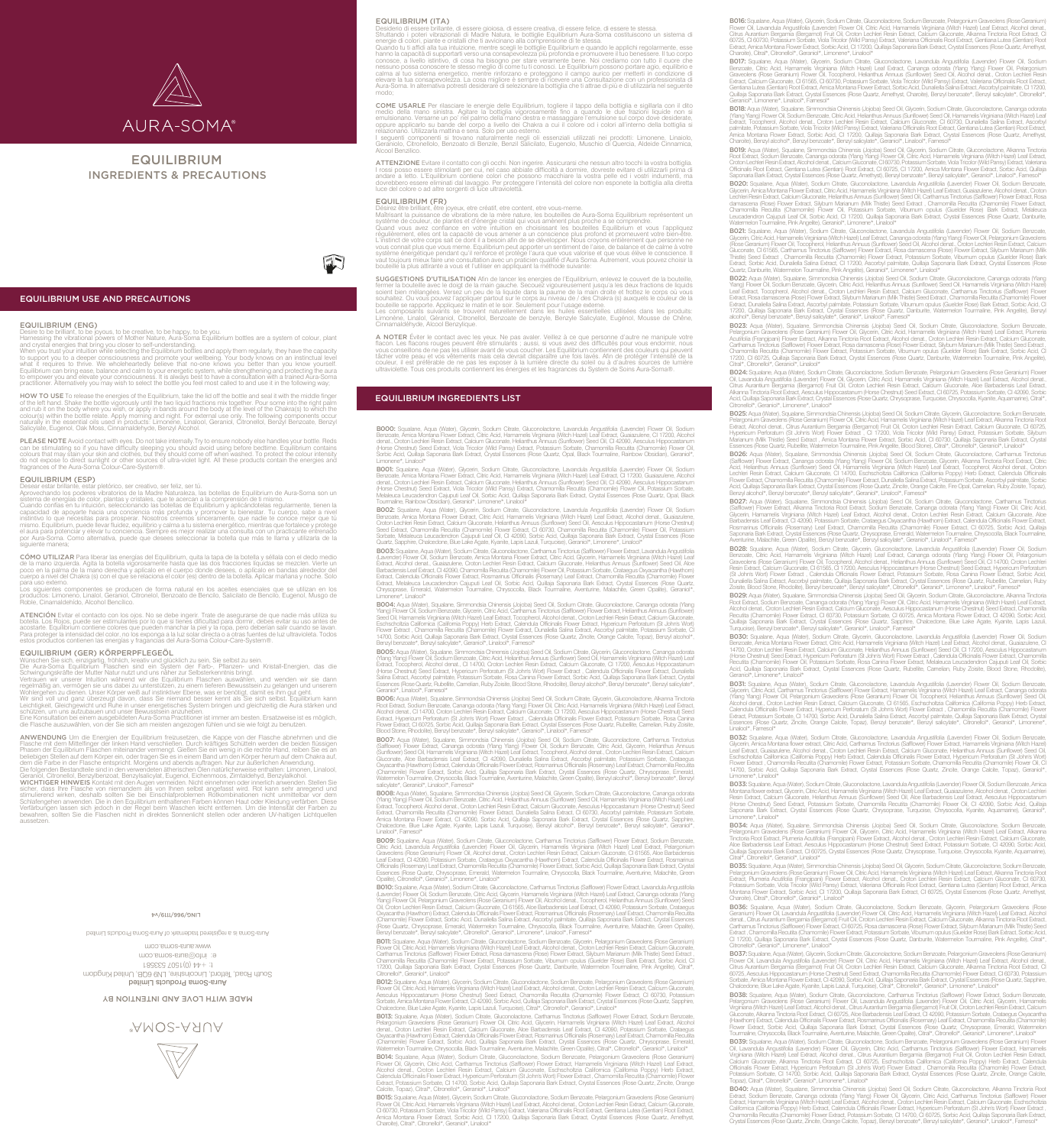# AURA-SOMA®

# EQUILIBRIUM INGREDIENTS & PRECAUTIONS

## EQUILIBRIUM USE AND PRECAUTIONS

### EQUILIBRIUM (ENG)

Desire to be brilliant, to be joyous, to be creative, to be happy, to be you.
Harnessing the vibrational powers of Mother Nature, Aura-Soma Equilibrium bottles are a system of colour, plant and crystal energies that bring you closer to self-understanding.
When you trust your intuition while selecting the Equilibrium bottles and apply them regularly, they have the capacity to support you to a deeper consciousness and promote your wellbeing. Your body knows on an instinctual level what it requires to thrive. We wholeheartedly believe that no-one knows you better than you know yourself. Equilibrium can bring ease, balance and calm to your energetic system, while strengthening and protecting the aura to empower you and elevate your consciousness. It is always best to have a consultation with a trained Aura-Soma practitioner. Alternatively you may wish to select the bottle you feel most called to and use it in the following way.

**HOW TO USE** To release the energies of the Equilibrium, take the lid off the bottle and seal it with the middle finger of the left hand. Shake the bottle vigorously until the two liquid fractions mix together. Pour some into the right palm and rub it on the body where you wish, or apply in bands around the body at the level of the Chakra(s) to which the colour(s) within the bottle relate. Apply morning and night. For external use only. The following components occur naturally in the essential oils used in products: Limonene, Linalool, Geraniol, Citronellol, Benzyl Benzoate, Benzyl Salicylate, Eugenol, Oak Moss, Cinnamaldehyde, Benzyl Alcohol.

**PLEASE NOTE** Avoid contact with eyes. Do not take internally. Try to ensure nobody else handles your bottle. Reds can be stimulating so if you have difficulty sleeping you should avoid using before bedtime. Equilibrium contains colours that may stain your skin and clothes, but they should come off when washed. To protect the colour intensity do not expose to direct sunlight or other sources of ultra-violet light. All these products contain the energies and fragrances of the Aura-Soma Colour-Care-System®.

### EQUILIBRIUM (ESP)

Desear estar brillante, estar pletórico, ser creativo, ser feliz, ser tú.
Aprovechando los poderes vibratorios de la Madre Naturaleza, las botellas de Equilibrium de Aura-Soma son un sistema de energías de color, plantas y cristales, que te acercan a la comprensión de ti mismo.
Cuando confías en tu intuición, seleccionando las botellas de Equilibrium y aplicándolas regularmente, tienen la capacidad de apoyarte hacia una conciencia más profunda y promover tu bienestar. Tu cuerpo sabe a nivel instintivo lo que necesitas para prosperar. Nosotros creemos sinceramente, que nadie te conoce mejor que tú mismo. Equilibrium, puede llevar fluidez, equilibrio y calma a tu sistema energético, mientras que fortalece y protege el aura para potenciar y elevar tu conciencia. Siempre es mejor realizar una consulta con un practicante entrenado por Aura-Soma. Como alternativa, puede que desees seleccionar la botella que más te llama y utilizarla de la siguiente manera:

**CÓMO UTILIZAR** Para liberar las energías del Equilibrium, quita la tapa de la botella y séllala con el dedo medio de la mano izquierda. Agita la botella vigorosamente hasta que las dos fracciones líquidas se mezclen. Vierte un poco en la palma de la mano derecha y aplícalo en el cuerpo donde desees, o aplícalo en bandas alrededor del cuerpo a nivel del Chakra (s) con el que se relaciona el color (es) dentro de la botella. Aplicar mañana y noche. Solo para uso externo.
Los siguientes componentes se producen de forma natural en los aceites esenciales que se utilizan en los productos: Limoneno, Linalol, Geraniol, Citronelol, Benzoato de Bencilo, Salicilato de Bencilo, Eugenol, Musgo de Roble, Cinamaldehído, Alcohol Bencílico.

**ATENCIÓN** Evitar el contacto con los ojos. No se debe ingerir. Trate de asegurarse de que nadie más utiliza su botella. Los Rojos, puede ser estimulantes por lo que si tienes dificultad para dormir, debes evitar su uso antes de acostarte. Equilibrium contiene colores que pueden manchar la piel y la ropa, pero deberían salir cuando se lavan. Para proteger la intensidad del color, no los exponga a la luz solar directa o a otras fuentes de luz ultravioleta. Todos estos productos contienen las energías y fragancias del Aura-Soma Colour-Care-System®.

### EQUILIBRIUM (GER) KÖRPERPFLEGEÖL

Wünschen Sie sich, einzigartig, fröhlich, kreativ und glücklich zu sein, Sie selbst zu sein.
Die Aura-Soma Equilibrium Flaschen sind ein System der Farb-, Pflanzen- und Kristall-Energien, das die Schwingungskräfte der Mutter Natur nutzt und uns näher zur Selbsterkenntnis bringt.
Vertrauen wir unserer Intuition während wir die Equilibrium Flaschen auswählen, und wenden wir sie dann regelmäßig an, vermögen sie uns dabei zu unterstützen, zu einem tieferen Bewusstsein zu gelangen und unserem Wohlergehen zu dienen. Unser Körper weiß auf instinktiver Ebene, was er benötigt, damit es ihm gut geht.
Wir sind voll und ganz überzeugt davon, dass Sie niemand besser kennt als Sie sich selbst. Equilibrium kann Leichtigkeit, Gleichgewicht und Ruhe in unser energetisches System bringen und gleichzeitig die Aura stärken und schützen, um uns aufzubauen und unser Bewusstsein anzuheben.
Eine Konsultation bei einem ausgebildeten Aura-Soma Practitioner ist immer am besten. Ersatzweise ist es möglich, die Flasche auszuwählen, von der Sie sich am meisten angezogen fühlen und sie wie folgt zu benutzen:

**ANWENDUNG** Um die Energien der Equilibrium freizusetzen, die Kappe von der Flasche abnehmen und die Flasche mit dem Mittelfinger der linken Hand verschließen. Durch kräftiges Schütteln werden die beiden flüssigen Phasen der Equilibrium Flaschen miteinander vermengt. Gießen Sie ein wenig in die rechte Hand, reiben Sie es an beliebigen Stellen auf dem Körper ein, oder tragen Sie es in einem Band um den Körper herum auf dem Chakra auf, dem die Farbe in der Flasche entspricht. Morgens und abends auftragen. Nur zur äußerlichen Anwendung.
Die folgenden Bestandteile sind in den verwendeten ätherischen Ölen natürlicherweise enthalten: Limonen, Linalool, Geraniol, Citronellol, Benzylbenzoat, Benzylsalicylat, Eugenol, Eichenmoos, Zimtaldehyd, Benzylalkohol.
**WICHTIGER HINWEIS** Kontakt mit den Augen vermeiden. Nicht einnehmen oder innerlich anwenden. Stellen Sie sicher, dass Ihre Flasche von niemandem als von Ihnen selbst angefasst wird. Rot kann sehr anregend und stimulierend wirken, deshalb sollten Sie bei Einschlafproblemen Rotkombinationen nicht unmittelbar vor dem Schlafengehen anwenden. Die in den Equilibrium enthaltenen Farben können Haut oder Kleidung verfärben. Diese Verfärbungen lassen sich jedoch in der Regel beim Waschen leicht entfernen. Um die Intensität der Farben zu bewahren, sollten Sie die Flaschen nicht in direktes Sonnenlicht stellen oder anderen UV-haltigen Lichtquellen aussetzen.

### EQUILIBRIUM (ITA)

Desiderio di essere brillante, di essere gioiosa, di essere creativa, di essere felice, di essere te stessa.
Sfruttando i poteri vibrazionali di Madre Natura, le bottiglie Equilibrium Aura-Soma costituiscono un sistema di energie di colori, piante e cristalli che ti avvicinano alla comprensione di te stessa.
Quando tu ti affidi alla tua intuizione, mentre scegli le bottiglie Equilibrium e quando le applichi regolarmente, esse hanno la capacità di supportarti verso una consapevolezza più profonda e promuovere il tuo benessere. Il tuo corpo conosce, a livello istintivo, di cosa ha bisogno per stare veramente bene. Noi crediamo con tutto il cuore che nessuno possa conoscere te stesso meglio di come tu ti conosci. Le Equilibrium possono portare agio, equilibrio e calma al tuo sistema energetico, mentre rinforzano e proteggono il campo aurico per metterti in condizione di elevare la tua consapevolezza. La cosa migliore è sempre di ricevere una Consultazione con un professionista di Aura-Soma. In alternativa potresti desiderare di selezionare la bottiglia che ti attrae di più e di utilizzarla nel seguente modo:

**COME USARLE** Per rilasciare le energie delle Equilibrium, togliere il tappo della bottiglia e sigillarla con il dito medio della mano sinistra. Agitare la bottiglia vigorosamente fino a quando le due frazioni liquide non si emulsionano. Versarne un po' nel palmo della mano destra e massaggiare l'emulsione sul corpo dove desideri, oppure applicarlo su bande del corpo a livello dei Chakra a cui il colore od i colori all'interno della bottiglia si relazionano. Utilizzarla mattina e sera. Solo per uso esterno.
I seguenti componenti si trovano naturalmente negli oli essenziali utilizzati nei prodotti: Limonene, Linalolo, Geraniolo, Citronellolo, Benzoato di Benzile, Benzil Salicilato, Eugenolo, Muschio di Quercia, Aldeide Cinnamica, Alcool Benzilico.

**ATTENZIONE** Evitare il contatto con gli occhi. Non ingerire. Assicurarsi che nessun altro tocchi la vostra bottiglia. I rossi posso essere stimolanti per cui nel caso abbiate difficoltà a dormire, dovreste evitare di utilizzarli prima di andare a letto. L'Equilibrium contiene colori che possono macchiare la vostra pelle ed i vostri indumenti, ma dovrebbero essere eliminati dal lavaggio. Per proteggere l'intensità del colore non esponete la bottiglia alla diretta luce del sole o ad altre sorgenti di luce ultravioletta.

### EQUILIBRIUM (FR)

Désirez être brillant, être joyeux, être créatif, être content, être vous-même.
Maîtrisant la puissance de vibrations de la mère nature, les bouteilles de Aura-Soma Equilibrium représentent un système de couleur, de plantes et d'énergie cristal qui vous amènent plus proche à se comprendre.
Quand vous avez confiance en votre intuition en choisissant les bouteilles Equilibrium et vous l'appliquez régulièrement, elles ont la capacité de vous amener à un conscience plus profond et promouvoir votre bien-être. L'instinct de votre corps sait de dont il a besoin afin de se développer. Nous croyons entièrement que personne ne vous connait plus que vous même. Equilibrium peut apporter un sentiment de l'aise, de balance et de calme à votre système énergétique pendant qu'il renforce et protège l'aura que vous valorisez et que vous élève la conscience. Il vaut toujours mieux faire une consultation avec un praticien qualifié d'Aura Soma. Autrement, vous pouvez choisir la bouteille la plus attirante à vous et l'utiliser en appliquant la méthode suivante:

**SUGGESTIONS D'UTILISATION** Afin de lancer les énergies de l'Equilibrium, enlevez le couvert de la bouteille, fermer la bouteille avec le doigt de la main gauche. Secouez vigoureusement jusqu'à les deux fractions de liquids soient bien mélangées. Versez un peu de la liquide dans la paume de la main droite et frottez le corps où vous souhaitez. Ou vous pouvez l'appliquer partout sur le corps ou niveau de / des Chakra (s) auxquels le couleur de la bouteille se rapporte. Appliquez le matin et le soir. Seulement pour l'usage externe.
Les composants suivants se trouvent naturellement dans les huiles essentielles utilisées dans les produits: Limonène, Linalool, Géraniol, Citronellol, Benzoate de benzyle, Benzyle Salicylate, Eugénol, Mousse de Chêne, Cinnamaldéhyde, Alcool Benzylique.

**A NOTER** Éviter le contact avec les yeux. Ne pas avaler. Veillez à ce que personne d'autre ne manipule votre flacon. Les flacons rouges peuvent être stimulants ; aussi, si vous avez des difficultés pour vous endormir, nous vous conseillons de ne pas les utiliser avant de vous coucher. Les Equilibrium contiennent des couleurs qui peuvent tâcher votre peau et vos vêtements mais cela devrait disparaître une fois lavés. Afin de protéger l'intensité de la couleur, il est préférable de ne pas les exposer à la lumière directe du soleil ou à d'autres sources de lumière ultraviolette. Tous ces produits contiennent les énergies et les fragrances du System de Aura-Soma®.

## EQUILIBRIUM INGREDIENTS LIST

**B000:** Squalane, Aqua (Water), Glycerin, Sodium Citrate, Gluconolactone, Lavandula Angustifolia (Lavender) Flower Oil, Sodium Benzoate, Arnica Montana Flower Extract, Citric Acid, Hamamelis Virginiana (Witch Hazel) Leaf Extract, Guaiazulene, CI 17200, Alcohol denat., Croton Lechleri Resin Extract, Calcium Gluconate, Helianthus Annuus (Sunflower) Seed Oil, CI 42090, Aesculus Hippocastanum (Horse Chestnut) Seed Extract, Viola Tricolor (Wild Pansy) Extract, Potassium Sorbate, Chamomilla Recutita (Chamomile) Flower Extract, Sorbic Acid, Quillaja Saponaria Bark Extract, Crystal Essences (Rose Quartz, Opal, Black Tourmaline, Rainbow Obsidian), Geraniol*, Limonene*, Linalool*

**B001:** Squalane, Aqua (Water), Glycerin, Sodium Citrate, Gluconolactone, Lavandula Angustifolia (Lavender) Flower Oil, Sodium Benzoate, Arnica Montana Flower Extract, Citric Acid, Hamamelis Virginiana (Witch Hazel) Leaf Extract, CI 17200, Guaiazulene, Alcohol denat., Croton Lechleri Resin Extract, Calcium Gluconate, Helianthus Annuus (Sunflower) Seed Oil, CI 42090, Aesculus Hippocastanum (Horse Chestnut) Seed Extract, Viola Tricolor (Wild Pansy) Extract, Potassium Sorbate, Chamomilla Recutita (Chamomile) Flower Extract, Melaleuca Leucadendron Cajuputi Leaf Oil, Sorbic Acid, Quillaja Saponaria Bark Extract, Crystal Essences (Rose Quartz, Opal, Black Tourmaline, Rainbow Obsidian), Geraniol*, Limonene*, Linalool*

**B002:** Squalane, Aqua (Water), Glycerin, Sodium Citrate, Gluconolactone, Lavandula Angustifolia (Lavender) Flower Oil, Sodium Benzoate, Arnica Montana Flower Extract, Citric Acid, Hamamelis Virginiana (Witch Hazel) Leaf Extract, Alcohol denat., Guaiazulene, Croton Lechleri Resin Extract, Calcium Gluconate, Helianthus Annuus (Sunflower) Seed Oil, Aesculus Hippocastanum (Horse Chestnut) Seed Extract, Chamomilla Recutita (Chamomile) Flower Extract, CI 60730, Chamomilla Recutita (Chamomile) Flower Oil, Potassium Sorbate, Melaleuca Leucadendron Cajuputi Leaf Oil, CI 42090, Sorbic Acid, Quillaja Saponaria Bark Extract, Crystal Essences (Rose Quartz, Sapphire, Chalcedony, Blue Lace Agate, Kyanite, Lapis Lazuli, Turquoise), Citral*, Geraniol*, Limonene*, Linalool*

**B003:** Squalane, Aqua (Water), Sodium Citrate, Gluconolactone, Carthamus Tinctorius (Safflower) Flower Extract, Lavandula Angustifolia (Lavender) Flower Oil, Sodium Benzoate, Arnica Montana Flower Extract, Citric Acid, Glycerin, Hamamelis Virginiana (Witch Hazel) Leaf Extract, Alcohol denat., Guaiazulene, Croton Lechleri Resin Extract, Calcium Gluconate, Aloe Barbadensis Leaf Extract, CI 42090, Chamomilla Recutita (Chamomile) Flower Extract, Crataegus Oxyacantha (Hawthorn) Extract, Calendula Officinalis Flower Extract, Rosmarinus Officinalis (Rosemary) Leaf Extract, Potassium Sorbate, Melaleuca Leucadendron Cajuputi Leaf Oil, Sorbic Acid, Quillaja Saponaria Bark Extract, Crystal Essences (Rose Quartz, Chrysoprase, Emerald, Watermelon Tourmaline, Chrysocolla, Black Tourmaline, Aventurine, Malachite, Green Opalite), Geraniol*, Limonene*, Linalool*

**B004:** Aqua (Water), Squalane, Simmondsia Chinensis (Jojoba) Seed Oil, Sodium Citrate, Gluconolactone, Cananga odorata (Ylang Ylang) Flower Oil, Sodium Benzoate, Glycerin, Citric Acid, Carthamus Tinctorius (Safflower) Flower Extract, Helianthus Annuus (Sunflower) Seed Oil, Hamamelis Virginiana (Witch Hazel) Leaf Extract, Tocopherol, Alcohol denat., Croton Lechleri Resin Extract, Calcium Gluconate, Eschscholzia Californica (California Poppy) Herb Extract, Calendula Officinalis Flower Extract, Hypericum Perforatum (St John's Wort) Flower Extract, Chamomilla Recutita (Chamomile) Flower Extract, Dunaliella Salina Extract, Ascorbyl palmitate, CI 14700, Sorbic Acid, Quillaja Saponaria Bark Extract, Crystal Essences (Rose Quartz, Zincite, Orange Calcite, Topaz), Benzyl alcohol*, Benzyl benzoate*, Benzyl salicylate*, Geraniol*, Linalool*, Farnesol*

**B005:** Aqua (Water), Squalane, Simmondsia Chinensis (Jojoba) Seed Oil, Sodium Citrate, Gluconolactone, Cananga odorata (Ylang Ylang) Flower Oil, Sodium Benzoate, Glycerin, Citric Acid, Helianthus Annuus (Sunflower) Seed Oil, Hamamelis Virginiana (Witch Hazel) Leaf Extract, Tocopherol, Alcohol denat., Croton Lechleri Resin Extract, Calcium Gluconate, CI 17200, Aesculus Hippocastanum (Horse Chestnut) Seed Extract, Hypericum Perforatum (St John's Wort) Flower Extract, Calendula Officinalis Flower Extract, Dunaliella Salina Extract, Ascorbyl palmitate, CI 14700, Potassium Sorbate, Rosa Canina Flower Extract, Sorbic Acid, Quillaja Saponaria Bark Extract, Crystal Essences (Rose Quartz, Rubellite, Carnelian, Ruby Zoisite, Blood Stone, Rhodolite), Benzyl alcohol*, Benzyl benzoate*, Benzyl salicylate*, Geraniol*, Linalool*, Farnesol*

**B006:** Aqua (Water), Squalane, Simmondsia Chinensis (Jojoba) Seed Oil, Sodium Citrate, Glycerin, Gluconolactone, Alkanna Tinctoria Root Extract, Sodium Benzoate, Cananga odorata (Ylang Ylang) Flower Oil, Citric Acid, Hamamelis Virginiana (Witch Hazel) Leaf Extract, Alcohol denat., CI 14700, Croton Lechleri Resin Extract, Calcium Gluconate, CI 17200, Aesculus Hippocastanum (Horse Chestnut) Seed Extract, Hypericum Perforatum (St John's Wort) Flower Extract, Calendula Officinalis Flower Extract, Potassium Sorbate, Rosa Canina Flower Extract, CI 60725, Sorbic Acid, Quillaja Saponaria Bark Extract, Crystal Essences (Rose Quartz, Rubellite, Carnelian, Ruby Zoisite, Blood Stone, Rhodolite), Benzyl alcohol*, Benzyl benzoate*, Benzyl salicylate*, Geraniol*, Linalool*, Farnesol*

**B007:** Aqua (Water), Squalane, Simmondsia Chinensis (Jojoba) Seed Oil, Sodium Citrate, Gluconolactone, Carthamus Tinctorius (Safflower) Flower Extract, Cananga odorata (Ylang Ylang) Flower Oil, Sodium Benzoate, Glycerin, Citric Acid, Helianthus Annuus (Sunflower) Seed Oil, Hamamelis Virginiana (Witch Hazel) Leaf Extract, Tocopherol, Alcohol denat., Croton Lechleri Resin Extract, Calcium Gluconate, Aloe Barbadensis Leaf Extract, CI 42090, Dunaliella Salina Extract, Crataegus Oxyacantha (Hawthorn) Extract, Calendula Officinalis Flower Extract, Rosmarinus Officinalis (Rosemary) Leaf Extract, Chamomilla Recutita (Chamomile) Flower Extract, Sorbic Acid, Quillaja Saponaria Bark Extract, Crystal Essences (Rose Quartz, Chrysoprase, Emerald, Watermelon Tourmaline, Chrysocolla, Black Tourmaline, Aventurine, Malachite, Green Opalite), Benzyl alcohol*, Benzyl benzoate*, Benzyl salicylate*, Geraniol*, Linalool*, Farnesol*

**B008:** Aqua (Water), Squalane, Simmondsia Chinensis (Jojoba) Seed Oil, Sodium Citrate, Gluconolactone, Cananga odorata (Ylang Ylang) Flower Oil, Sodium Benzoate, Glycerin, Citric Acid, Helianthus Annuus (Sunflower) Seed Oil, Hamamelis Virginiana (Witch Hazel) Leaf Extract, Tocopherol, Alcohol denat., Croton Lechleri Resin Extract, Calcium Gluconate, Aesculus Hippocastanum (Horse Chestnut) Seed Extract, Chamomilla Recutita (Chamomile) Flower Extract, Potassium Sorbate, Dunaliella Salina Extract, Ascorbyl palmitate, CI 14700, Arnica Montana Flower Extract, CI 42090, Sorbic Acid, Quillaja Saponaria Bark Extract, Crystal Essences (Rose Quartz, Sapphire, Chalcedony, Blue Lace Agate, Kyanite, Lapis Lazuli, Turquoise), Benzyl alcohol*, Benzyl benzoate*, Benzyl salicylate*, Geraniol*, Linalool*, Farnesol*

**B009:** Squalane, Aqua (Water), Sodium Citrate, Gluconolactone, Carthamus Tinctorius (Safflower) Flower Extract, Sodium Benzoate, Citric Acid, Lavandula Angustifolia (Lavender) Flower Oil, Glycerin, Hamamelis Virginiana (Witch Hazel) Leaf Extract, Pelargonium Graveolens (Rose Geranium) Flower Oil, Alcohol denat., Croton Lechleri Resin Extract, Calcium Gluconate, CI 61565, Aloe Barbadensis Leaf Extract, CI 42090, Potassium Sorbate, Crataegus Oxyacantha (Hawthorn) Extract, Calendula Officinalis Flower Extract, Rosmarinus Officinalis (Rosemary) Leaf Extract, Chamomilla Recutita (Chamomile) Flower Extract, Sorbic Acid, Quillaja Saponaria Bark Extract, Crystal Essences (Rose Quartz, Chrysoprase, Emerald, Watermelon Tourmaline, Chrysocolla, Black Tourmaline, Aventurine, Malachite, Green Opalite), Citronellol*, Geraniol*, Limonene*, Linalool*

**B010:** Squalane, Aqua (Water), Sodium Citrate, Gluconolactone, Carthamus Tinctorius (Safflower) Flower Extract, Lavandula Angustifolia (Lavender) Flower Oil, Sodium Benzoate, Citric Acid, Glycerin, Hamamelis Virginiana (Witch Hazel) Leaf Extract, Cananga odorata (Ylang Ylang) Flower Oil, Pelargonium Graveolens (Rose Geranium) Flower Oil, Tocopherol, Helianthus Annuus (Sunflower) Seed Oil, Croton Lechleri Resin Extract, Calcium Gluconate, CI 61565, Aloe Barbadensis Leaf Extract, CI 42090, Crataegus Oxyacantha (Hawthorn) Extract, Calendula Officinalis Flower Extract, Rosmarinus Officinalis (Rosemary) Leaf Extract, Chamomilla Recutita (Chamomile) Flower Extract, Sorbic Acid, Dunaliella Salina Extract, Ascorbyl palmitate, CI 14700, Quillaja Saponaria Bark Extract, Crystal Essences (Rose Quartz, Chrysoprase, Emerald, Watermelon Tourmaline, Chrysocolla, Black Tourmaline, Aventurine, Malachite, Green Opalite), Benzyl benzoate*, Benzyl salicylate*, Citronellol*, Geraniol*, Limonene*, Linalool*, Farnesol*

**B011:** Squalane, Aqua (Water), Sodium Citrate, Gluconolactone, Sodium Benzoate, Pelargonium Graveolens (Rose Geranium) Flower Oil, Citric Acid, Hamamelis Virginiana (Witch Hazel) Leaf Extract, Alcohol denat., Glycerin, Calcium Gluconate, Carthamus Tinctorius (Safflower) Flower Extract, Rosa damascena (Rose) Flower Extract, Silybum Marianum (Milk Thistle) Seed Extract, Chamomilla Recutita (Chamomile) Flower Extract, Potassium Sorbate, Viburnum opulus (Guelder Rose) Bark Extract, Sorbic Acid, CI 17200, Quillaja Saponaria Bark Extract, Crystal Essences (Rose Quartz, Danburite, Watermelon Tourmaline, Pink Angelite), Citronellol*, Geraniol*, Linalool*

**B012:** Squalane, Aqua (Water), Glycerin, Sodium Citrate, Gluconolactone, Sodium Benzoate, Pelargonium Graveolens (Rose Geranium) Flower Oil, Citric Acid, Hamamelis Virginiana (Witch Hazel) Leaf Extract, Alcohol denat., Croton Lechleri Resin Extract, Calcium Gluconate, Aesculus Hippocastanum (Horse Chestnut) Seed Extract, Chamomilla Recutita (Chamomile) Flower Extract, CI 60730, Potassium Sorbate, Arnica Montana Flower Extract, CI 42090, Sorbic Acid, Quillaja Saponaria Bark Extract, Crystal Essences (Rose Quartz, Sapphire, Chalcedony, Blue Lace Agate, Kyanite, Lapis Lazuli, Turquoise), Citronellol*, Geraniol*, Linalool*

**B013:** Squalane, Aqua (Water), Sodium Citrate, Gluconolactone, Carthamus Tinctorius (Safflower) Flower Extract, Sodium Benzoate, Pelargonium Graveolens (Rose Geranium) Flower Oil, Citric Acid, Glycerin, Hamamelis Virginiana (Witch Hazel) Leaf Extract, Alcohol denat., Croton Lechleri Resin Extract, Calcium Gluconate, Aloe Barbadensis Leaf Extract, CI 42090, Crataegus Oxyacantha (Hawthorn) Extract, Calendula Officinalis Flower Extract, Rosmarinus Officinalis (Rosemary) Leaf Extract, Chamomilla Recutita (Chamomile) Flower Extract, Sorbic Acid, Quillaja Saponaria Bark Extract, Crystal Essences (Rose Quartz, Chrysoprase, Emerald, Watermelon Tourmaline, Chrysocolla, Black Tourmaline, Aventurine, Malachite, Green Opalite), Citral*, Citronellol*, Geraniol*, Linalool*

**B014:** Squalane, Aqua (Water), Sodium Citrate, Gluconolactone, Sodium Benzoate, Pelargonium Graveolens (Rose Geranium) Flower Oil, Glycerin, Citric Acid, Carthamus Tinctorius (Safflower) Flower Extract, Hamamelis Virginiana (Witch Hazel) Leaf Extract, Alcohol denat., Croton Lechleri Resin Extract, Calcium Gluconate, Eschscholzia Californica (California Poppy) Herb Extract, Calendula Officinalis Flower Extract, Hypericum Perforatum (St John's Wort) Flower Extract, Potassium Sorbate, CI 14700, Sorbic Acid, Quillaja Saponaria Bark Extract, Crystal Essences (Rose Quartz, Zincite, Orange Calcite, Topaz), Citral*, Citronellol*, Geraniol*, Linalool*

**B015:** Squalane, Aqua (Water), Glycerin, Sodium Citrate, Gluconolactone, Sodium Benzoate, Pelargonium Graveolens (Rose Geranium) Flower Oil, Citric Acid, Hamamelis Virginiana (Witch Hazel) Leaf Extract, Alcohol denat., Croton Lechleri Resin Extract, Calcium Gluconate, CI 60730, Potassium Sorbate, Viola Tricolor (Wild Pansy) Extract, Valeriana Officinalis Root Extract, Gentiana Lutea (Gentian) Root Extract, Arnica Montana Flower Extract, Sorbic Acid, CI 17200, Quillaja Saponaria Bark Extract, Crystal Essences (Rose Quartz, Amethyst, Charoite), Citral*, Citronellol*, Geraniol*, Linalool*

**B016:** Squalane, Aqua (Water), Glycerin, Sodium Citrate, Gluconolactone, Sodium Benzoate, Pelargonium Graveolens (Rose Geranium) Flower Oil, Lavandula Angustifolia (Lavender) Flower Oil, Citric Acid, Hamamelis Virginiana (Witch Hazel) Leaf Extract, Alcohol denat., Citrus Aurantium Bergamia (Bergamot) Fruit Oil, Croton Lechleri Resin Extract, Calcium Gluconate, Alkanna Tinctoria Root Extract, CI 60725, CI 60730, Potassium Sorbate, Viola Tricolor (Wild Pansy) Extract, Valeriana Officinalis Root Extract, Gentiana Lutea (Gentian) Root Extract, Arnica Montana Flower Extract, Sorbic Acid, CI 17200, Quillaja Saponaria Bark Extract, Crystal Essences (Rose Quartz, Amethyst, Charoite), Citral*, Citronellol*, Geraniol*, Limonene*, Linalool*

**B017:** Squalane, Aqua (Water), Glycerin, Sodium Citrate, Gluconolactone, Lavandula Angustifolia (Lavender) Flower Oil, Sodium Benzoate, Citric Acid, Hamamelis Virginiana (Witch Hazel) Leaf Extract, Cananga odorata (Ylang Ylang) Flower Oil, Pelargonium Graveolens (Rose Geranium) Flower Oil, Tocopherol, Helianthus Annuus (Sunflower) Seed Oil, Alcohol denat., Croton Lechleri Resin Extract, Calcium Gluconate, CI 61565, CI 60730, Potassium Sorbate, Viola Tricolor (Wild Pansy) Extract, Valeriana Officinalis Root Extract, Gentiana Lutea (Gentian) Root Extract, Arnica Montana Flower Extract, Sorbic Acid, Dunaliella Salina Extract, Ascorbyl palmitate, CI 17200, Quillaja Saponaria Bark Extract, Crystal Essences (Rose Quartz, Amethyst, Charoite), Benzyl benzoate*, Benzyl salicylate*, Citronellol*, Geraniol*, Limonene*, Linalool*, Farnesol*

**B018:** Aqua (Water), Squalane, Simmondsia Chinensis (Jojoba) Seed Oil, Sodium Citrate, Gluconolactone, Cananga odorata (Ylang Ylang) Flower Oil, Sodium Benzoate, Glycerin, Citric Acid, Helianthus Annuus (Sunflower) Seed Oil, Hamamelis Virginiana (Witch Hazel) Leaf Extract, Tocopherol, Alcohol denat., Croton Lechleri Resin Extract, Calcium Gluconate, Alkanna Tinctoria Root Extract, CI 60725, CI 60730, Potassium Sorbate, Viola Tricolor (Wild Pansy) Extract, Valeriana Officinalis Root Extract, Gentiana Lutea (Gentian) Root Extract, Arnica Montana Flower Extract, Sorbic Acid, CI 17200, Quillaja Saponaria Bark Extract, Crystal Essences (Rose Quartz, Amethyst, Charoite), Benzyl alcohol*, Benzyl benzoate*, Benzyl salicylate*, Geraniol*, Linalool*, Farnesol*

**B019:** Aqua (Water), Squalane, Simmondsia Chinensis (Jojoba) Seed Oil, Sodium Citrate, Gluconolactone, Alkanna Tinctoria Root Extract, Sodium Benzoate, Cananga odorata (Ylang Ylang) Flower Oil, Glycerin, Citric Acid, Hamamelis Virginiana (Witch Hazel) Leaf Extract, Alcohol denat., Croton Lechleri Resin Extract, Calcium Gluconate, CI 60730, Potassium Sorbate, Viola Tricolor (Wild Pansy) Extract, Valeriana Officinalis Root Extract, Gentiana Lutea (Gentian) Root Extract, Arnica Montana Flower Extract, Sorbic Acid, CI 17200, Quillaja Saponaria Bark Extract, Crystal Essences (Rose Quartz, Amethyst, Charoite), Benzyl alcohol*, Benzyl benzoate*, Benzyl salicylate*, Geraniol*, Linalool*, Farnesol*

**B020:** Squalane, Aqua (Water), Sodium Citrate, Gluconolactone, Lavandula Angustifolia (Lavender) Flower Oil, Sodium Benzoate, Glycerin, Arnica Montana Flower Extract, Citric Acid, Hamamelis Virginiana (Witch Hazel) Leaf Extract, Alcohol denat., Croton Lechleri Resin Extract, Calcium Gluconate, Helianthus Annuus (Sunflower) Seed Oil, Carthamus Tinctorius (Safflower) Flower Extract, Rosa damascena (Rose) Flower Extract, Silybum Marianum (Milk Thistle) Seed Extract, Chamomilla Recutita (Chamomile) Flower Extract, Potassium Sorbate, Viburnum opulus (Guelder Rose) Bark Extract, Melaleuca Leucadendron Cajuputi Leaf Oil, Sorbic Acid, CI 17200, Quillaja Saponaria Bark Extract, Crystal Essences (Rose Quartz, Danburite, Watermelon Tourmaline, Pink Angelite), Geraniol*, Limonene*, Linalool*

**B021:** Squalane, Aqua (Water), Sodium Citrate, Gluconolactone, Lavandula Angustifolia (Lavender) Flower Oil, Sodium Benzoate, Glycerin, Citric Acid, Hamamelis Virginiana (Witch Hazel) Leaf Extract, Cananga odorata (Ylang Ylang) Flower Oil, Pelargonium Graveolens (Rose Geranium) Flower Oil, Tocopherol, Helianthus Annuus (Sunflower) Seed Oil, Alcohol denat., Croton Lechleri Resin Extract, Calcium Gluconate, CI 61565, Carthamus Tinctorius (Safflower) Flower Extract, Rosa damascena (Rose) Flower Extract, Silybum Marianum (Milk Thistle) Seed Extract, Chamomilla Recutita (Chamomile) Flower Extract, Potassium Sorbate, Viburnum opulus (Guelder Rose) Bark Extract, Sorbic Acid, Dunaliella Salina Extract, Ascorbyl palmitate, CI 17200, Quillaja Saponaria Bark Extract, Crystal Essences (Rose Quartz, Danburite, Watermelon Tourmaline, Pink Angelite), Benzyl benzoate*, Benzyl salicylate*, Citronellol*, Geraniol*, Limonene*, Linalool*, Farnesol*

**B022:** Aqua (Water), Squalane, Simmondsia Chinensis (Jojoba) Seed Oil, Sodium Citrate, Gluconolactone, Cananga odorata (Ylang Ylang) Flower Oil, Sodium Benzoate, Glycerin, Citric Acid, Helianthus Annuus (Sunflower) Seed Oil, Hamamelis Virginiana (Witch Hazel) Leaf Extract, Tocopherol, Alcohol denat., Croton Lechleri Resin Extract, Calcium Gluconate, Carthamus Tinctorius (Safflower) Flower Extract, Rosa damascena (Rose) Flower Extract, Silybum Marianum (Milk Thistle) Seed Extract, Chamomilla Recutita (Chamomile) Flower Extract, Dunaliella Salina Extract, Ascorbyl palmitate, Potassium Sorbate, Viburnum opulus (Guelder Rose) Bark Extract, Sorbic Acid, CI 17200, Quillaja Saponaria Bark Extract, Crystal Essences (Rose Quartz, Danburite, Watermelon Tourmaline, Pink Angelite), Benzyl alcohol*, Benzyl benzoate*, Benzyl salicylate*, Geraniol*, Linalool*, Farnesol*

**B023:** Aqua (Water), Squalane, Simmondsia Chinensis (Jojoba) Seed Oil, Sodium Citrate, Gluconolactone, Sodium Benzoate, Pelargonium Graveolens (Rose Geranium) Flower Oil, Glycerin, Citric Acid, Hamamelis Virginiana (Witch Hazel) Leaf Extract, Plumeria Acutifolia (Frangipani) Flower Extract, Alkanna Tinctoria Root Extract, Alcohol denat., Croton Lechleri Resin Extract, Calcium Gluconate, Carthamus Tinctorius (Safflower) Flower Extract, Rosa damascena (Rose) Flower Extract, Silybum Marianum (Milk Thistle) Seed Extract, Chamomilla Recutita (Chamomile) Flower Extract, Potassium Sorbate, Viburnum opulus (Guelder Rose) Bark Extract, CI 17200, CI 60725, Sorbic Acid, Quillaja Saponaria Bark Extract, Crystal Essences (Rose Quartz, Danburite, Watermelon Tourmaline, Pink Angelite), Citral*, Citronellol*, Geraniol*, Linalool*

**B024:** Squalane, Aqua (Water), Sodium Citrate, Gluconolactone, Sodium Benzoate, Pelargonium Graveolens (Rose Geranium) Flower Oil, Lavandula Angustifolia (Lavender) Flower Oil, Glycerin, Citric Acid, Hamamelis Virginiana (Witch Hazel) Leaf Extract, Alcohol denat., Citrus Aurantium Bergamia (Bergamot) Fruit Oil, Croton Lechleri Resin Extract, Calcium Gluconate, Aloe Barbadensis Leaf Extract, Alkanna Tinctoria Root Extract, Aesculus Hippocastanum (Horse Chestnut) Seed Extract, CI 42090, Sorbic Acid, Quillaja Saponaria Bark Extract, Crystal Essences (Rose Quartz, Chrysoprase, Turquoise, Chrysocolla, Kyanite, Aquamarine), Citral*, Citronellol*, Geraniol*, Limonene*, Linalool*

**B025:** Aqua (Water), Squalane, Simmondsia Chinensis (Jojoba) Seed Oil, Sodium Citrate, Glycerin, Gluconolactone, Sodium Benzoate, Pelargonium Graveolens (Rose Geranium) Flower Oil, Citric Acid, Hamamelis Virginiana (Witch Hazel) Leaf Extract, Alkanna Tinctoria Root Extract, Alcohol denat., Croton Lechleri Resin Extract, Calcium Gluconate, Aesculus Hippocastanum (Horse Chestnut) Seed Extract, Hypericum Perforatum (St John's Wort) Flower Extract, CI 17200, Potassium Sorbate, Silybum Marianum (Milk Thistle) Seed Extract, Arnica Montana Flower Extract, CI 60730, Sorbic Acid, Quillaja Saponaria Bark Extract, Crystal Essences (Rose Quartz, Rubellite, Amethyst, Charoite), Citral*, Citronellol*, Geraniol*, Linalool*

**B026:** Aqua (Water), Squalane, Simmondsia Chinensis (Jojoba) Seed Oil, Sodium Citrate, Gluconolactone, Carthamus Tinctorius (Safflower) Flower Extract, Cananga odorata (Ylang Ylang) Flower Oil, Sodium Benzoate, Alkanna Tinctoria Root Extract, Glycerin, Citric Acid, Helianthus Annuus (Sunflower) Seed Oil, Hamamelis Virginiana (Witch Hazel) Leaf Extract, Tocopherol, Alcohol denat., Croton Lechleri Resin Extract, Calcium Gluconate, CI 14700, Eschscholzia Californica (California Poppy) Herb Extract, Calendula Officinalis Flower Extract, Hypericum Perforatum (St John's Wort) Flower Extract, Potassium Sorbate, Dunaliella Salina Extract, Ascorbyl palmitate, CI 17200, Sorbic Acid, Quillaja Saponaria Bark Extract, Crystal Essences (Rose Quartz, Zincite, Orange Calcite, Fire Opal, Carnelian, Ruby Zoisite, Topaz), Benzyl alcohol*, Benzyl benzoate*, Benzyl salicylate*, Geraniol*, Linalool*, Farnesol*

**B027:** Aqua (Water), Squalane, Simmondsia Chinensis (Jojoba) Seed Oil, Sodium Citrate, Gluconolactone, Carthamus Tinctorius (Safflower) Flower Extract, Alkanna Tinctoria Root Extract, Sodium Benzoate, Cananga odorata (Ylang Ylang) Flower Oil, Glycerin, Hamamelis Virginiana (Witch Hazel) Leaf Extract, Citric Acid, Calendula Officinalis Flower Extract, Aloe Barbadensis Leaf Extract, CI 42090, Potassium Sorbate, Crataegus Oxyacantha (Hawthorn) Extract, Rosmarinus Officinalis (Rosemary) Leaf Extract, Chamomilla Recutita (Chamomile) Flower Extract, CI 60725, Sorbic Acid, Quillaja Saponaria Bark Extract, Crystal Essences (Rose Quartz, Chrysoprase, Emerald, Watermelon Tourmaline, Chrysocolla, Black Tourmaline, Aventurine, Malachite, Green Opalite), Benzyl alcohol*, Benzyl benzoate*, Benzyl salicylate*, Geraniol*, Linalool*, Farnesol*

**B028:** Squalane, Aqua (Water), Sodium Citrate, Glycerin, Gluconolactone, Lavandula Angustifolia (Lavender) Flower Oil, Sodium Benzoate, Citric Acid, Hamamelis Virginiana (Witch Hazel) Leaf Extract, Cananga odorata (Ylang Ylang) Flower Oil, Pelargonium Graveolens (Rose Geranium) Flower Oil, Tocopherol, Helianthus Annuus (Sunflower) Seed Oil, Alcohol denat., Croton Lechleri Resin Extract, Calcium Gluconate, CI 61565, CI 17200, Aesculus Hippocastanum (Horse Chestnut) Seed Extract, Hypericum Perforatum (St John's Wort) Flower Extract, Calendula Officinalis Flower Extract, Potassium Sorbate, Rosa Canina Flower Extract, Sorbic Acid, Dunaliella Salina Extract, Ascorbyl palmitate, Quillaja Saponaria Bark Extract, Crystal Essences (Rose Quartz, Rubellite, Carnelian, Ruby Zoisite, Blood Stone, Rhodolite), Benzyl benzoate*, Benzyl salicylate*, Citronellol*, Geraniol*, Limonene*, Linalool*, Farnesol*

**B029:** Aqua (Water), Squalane, Simmondsia Chinensis (Jojoba) Seed Oil, Glycerin, Sodium Citrate, Gluconolactone, Alkanna Tinctoria Root Extract, Sodium Benzoate, Cananga odorata (Ylang Ylang) Flower Oil, Citric Acid, Hamamelis Virginiana (Witch Hazel) Leaf Extract, Alcohol denat., Croton Lechleri Resin Extract, Calcium Gluconate, Chamomilla Recutita (Chamomile) Flower Extract, CI 60730, Potassium Sorbate, CI 60725, Arnica Montana Flower Extract, CI 42090, Sorbic Acid, Quillaja Saponaria Bark Extract, Crystal Essences (Rose Quartz, Sapphire, Chalcedony, Blue Lace Agate, Kyanite, Lapis Lazuli, Turquoise), Benzyl alcohol*, Benzyl benzoate*, Benzyl salicylate*, Geraniol*, Linalool*, Farnesol*

**B030:** Squalane, Aqua (Water), Sodium Citrate, Glycerin, Gluconolactone, Lavandula Angustifolia (Lavender) Flower Oil, Sodium Benzoate, Arnica Montana Flower Extract, Citric Acid, Hamamelis Virginiana (Witch Hazel) Leaf Extract, Alcohol denat., Guaiazulene, CI 14700, Croton Lechleri Resin Extract, Calcium Gluconate, CI 17200, Aesculus Hippocastanum (Horse Chestnut) Seed Extract, Hypericum Perforatum (St John's Wort) Flower Extract, Calendula Officinalis Flower Extract, Chamomilla Recutita (Chamomile) Flower Extract, Potassium Sorbate, Rosa Canina Flower Extract, Melaleuca Leucadendron Cajuputi Leaf Oil, Sorbic Acid, Quillaja Saponaria Bark Extract, Crystal Essences (Rose Quartz, Rubellite, Carnelian, Ruby Zoisite, Blood Stone, Rhodolite), Geraniol*, Limonene*, Linalool*

**B031:** Squalane, Aqua (Water), Sodium Citrate, Gluconolactone, Lavandula Angustifolia (Lavender) Flower Oil, Sodium Benzoate, Glycerin, Citric Acid, Carthamus Tinctorius (Safflower) Flower Extract, Hamamelis Virginiana (Witch Hazel) Leaf Extract, Cananga odorata (Ylang Ylang) Flower Oil, Pelargonium Graveolens (Rose Geranium) Flower Oil, Tocopherol, Helianthus Annuus (Sunflower) Seed Oil, Alcohol denat., Croton Lechleri Resin Extract, Calcium Gluconate, CI 61565, Eschscholzia Californica (California Poppy) Herb Extract, Calendula Officinalis Flower Extract, Hypericum Perforatum (St John's Wort) Flower Extract, Potassium Sorbate, CI 14700, Sorbic Acid, Dunaliella Salina Extract, Ascorbyl palmitate, Quillaja Saponaria Bark Extract, Crystal Essences (Rose Quartz, Zincite, Orange Calcite, Topaz), Benzyl benzoate*, Benzyl salicylate*, Citronellol*, Geraniol*, Limonene*, Linalool*, Farnesol*

**B032:** Squalane, Aqua (Water), Sodium Citrate, Gluconolactone, Lavandula Angustifolia (Lavender) Flower Oil, Sodium Benzoate, Glycerin, Arnica Montana flower extract, Citric Acid, Carthamus Tinctorius (Safflower) Flower Extract, Hamamelis Virginiana (Witch Hazel) Leaf Extract, Guaiazulene, Alcohol denat., Croton Lechleri Resin Extract, Calcium Gluconate, Helianthus Annuus (Sunflower) Seed Oil, Eschscholzia Californica (California Poppy) Herb Extract, Calendula Officinalis Flower Extract, Hypericum Perforatum (St John's Wort) Flower Extract, Chamomilla Recutita (Chamomile) Flower Extract, Potassium Sorbate, CI 14700, Sorbic Acid, Quillaja Saponaria Bark Extract, Crystal Essences (Rose Quartz, Zincite, Orange Calcite, Topaz), Geraniol*, Limonene*, Linalool*

**B033:** Squalane, Aqua (Water), Sodium Citrate, Gluconolactone, Lavandula Angustifolia (Lavender) Flower Oil, Sodium Benzoate, Arnica Montana flower extract, Glycerin, Citric Acid, Hamamelis Virginiana (Witch Hazel) Leaf Extract, Alcohol denat., Croton Lechleri Resin Extract, Calcium Gluconate, Helianthus Annuus (Sunflower) Seed Oil, Aloe Barbadensis Leaf Extract, Aesculus Hippocastanum (Horse Chestnut) Seed Extract, Potassium Sorbate, Chamomilla Recutita (Chamomile) Flower Extract, CI 42090, Sorbic Acid, Quillaja Saponaria Bark Extract, Crystal Essences (Rose Quartz, Chrysoprase, Turquoise, Chrysocolla, Kyanite, Aquamarine), Geraniol*, Limonene*, Linalool*

**B034:** Aqua (Water), Squalane, Simmondsia Chinensis (Jojoba) Seed Oil, Sodium Citrate, Gluconolactone, Sodium Benzoate, Pelargonium Graveolens (Rose Geranium) Flower Oil, Glycerin, Citric Acid, Hamamelis Virginiana (Witch Hazel) Leaf Extract, Alkanna Tinctoria Root Extract, Plumeria Acutifolia (Frangipani) Flower Extract, Alcohol denat., Croton Lechleri Resin Extract, Calcium Gluconate, Aloe Barbadensis Leaf Extract, Aesculus Hippocastanum (Horse Chestnut) Seed Extract, Potassium Sorbate, CI 42090, Sorbic Acid, Quillaja Saponaria Bark Extract, CI 60725, Crystal Essences (Rose Quartz, Chrysoprase, Turquoise, Chrysocolla, Kyanite, Aquamarine), Citral*, Citronellol*, Geraniol*, Linalool*

**B035:** Squalane, Aqua (Water), Sodium Citrate, Gluconolactone, Sodium Benzoate, Pelargonium Graveolens (Rose Geranium) Flower Oil, Glycerin, Citric Acid, Hamamelis Virginiana (Witch Hazel) Leaf Extract, Alkanna Tinctoria Root Extract, Plumeria Acutifolia (Frangipani) Flower Extract, Alcohol denat., Croton Lechleri Resin Extract, Calcium Gluconate, CI 60730, Potassium Sorbate, Viola Tricolor (Wild Pansy) Extract, Valeriana Officinalis Root Extract, Gentiana Lutea (Gentian) Root Extract, Arnica Montana Flower Extract, Sorbic Acid, CI 17200, Quillaja Saponaria Bark Extract, CI 60725, Crystal Essences (Rose Quartz, Amethyst, Charoite), Citral*, Citronellol*, Geraniol*, Linalool*

**B036:** Squalane, Aqua (Water), Sodium Citrate, Gluconolactone, Sodium Benzoate, Glycerin, Pelargonium Graveolens (Rose Geranium) Flower Oil, Lavandula Angustifolia (Lavender) Flower Oil, Citric Acid, Hamamelis Virginiana (Witch Hazel) Leaf Extract, Alcohol denat., Citrus Aurantium Bergamia (Bergamot) Fruit Oil, Croton Lechleri Resin Extract, Calcium Gluconate, Alkanna Tinctoria Root Extract, Carthamus Tinctorius (Safflower) Flower Extract, CI 60725, Rosa damascena (Rose) Flower Extract, Silybum Marianum (Milk Thistle) Seed Extract, Chamomilla Recutita (Chamomile) Flower Extract, Potassium Sorbate, Viburnum opulus (Guelder Rose) Bark Extract, Sorbic Acid, CI 17200, Quillaja Saponaria Bark Extract, Crystal Essences (Rose Quartz, Danburite, Watermelon Tourmaline, Pink Angelite), Citral*, Citronellol*, Geraniol*, Limonene*, Linalool*

**B037:** Squalane, Aqua (Water), Sodium Citrate, Gluconolactone, Sodium Benzoate, Pelargonium Graveolens (Rose Geranium) Flower Oil, Lavandula Angustifolia (Lavender) Flower Oil, Glycerin, Citric Acid, Hamamelis Virginiana (Witch Hazel) Leaf Extract, Alcohol denat., Citrus Aurantium Bergamia (Bergamot) Fruit Oil, Croton Lechleri Resin Extract, Calcium Gluconate, Alkanna Tinctoria Root Extract, CI 60725, Aesculus Hippocastanum (Horse Chestnut) Seed Extract, Chamomilla Recutita (Chamomile) Flower Extract, CI 60730, Potassium Sorbate, Arnica Montana Flower Extract, CI 42090, Sorbic Acid, Quillaja Saponaria Bark Extract, Crystal Essences (Rose Quartz, Sapphire, Chalcedony, Blue Lace Agate, Kyanite, Lapis Lazuli, Turquoise), Citral*, Citronellol*, Geraniol*, Limonene*, Linalool*

**B038:** Squalane, Aqua (Water), Sodium Citrate, Gluconolactone, Carthamus Tinctorius (Safflower) Flower Extract, Sodium Benzoate, Lavandula Angustifolia (Lavender) Flower Oil, Pelargonium Graveolens (Rose Geranium) Flower Oil, Glycerin, Citric Acid, Hamamelis Virginiana (Witch Hazel) Leaf Extract, Alcohol denat., Citrus Aurantium Bergamia (Bergamot) Fruit Oil, Croton Lechleri Resin Extract, Calcium Gluconate, Alkanna Tinctoria Root Extract, CI 60725, Aloe Barbadensis Leaf Extract, CI 42090, Crataegus Oxyacantha (Hawthorn) Extract, Calendula Officinalis Flower Extract, Rosmarinus Officinalis (Rosemary) Leaf Extract, Chamomilla Recutita (Chamomile) Flower Extract, Sorbic Acid, Quillaja Saponaria Bark Extract, Crystal Essences (Rose Quartz, Chrysoprase, Emerald, Watermelon Tourmaline, Chrysocolla, Black Tourmaline, Aventurine, Malachite, Green Opalite), Citral*, Citronellol*, Geraniol*, Limonene*, Linalool*

**B039:** Squalane, Aqua (Water), Sodium Citrate, Gluconolactone, Sodium Benzoate, Pelargonium Graveolens (Rose Geranium) Flower Oil, Lavandula Angustifolia (Lavender) Flower Oil, Glycerin, Citric Acid, Carthamus Tinctorius (Safflower) Flower Extract, Hamamelis Virginiana (Witch Hazel) Leaf Extract, Alcohol denat., Citrus Aurantium Bergamia (Bergamot) Fruit Oil, Croton Lechleri Resin Extract, Calcium Gluconate, Alkanna Tinctoria Root Extract, CI 60725, Eschscholzia Californica (California Poppy) Herb Extract, Calendula Officinalis Flower Extract, Hypericum Perforatum (St John's Wort) Flower Extract, Potassium Sorbate, CI 14700, Sorbic Acid, Quillaja Saponaria Bark Extract, Crystal Essences (Rose Quartz, Zincite, Orange Calcite, Topaz), Citral*, Citronellol*, Geraniol*, Limonene*, Linalool*

**B040:** Aqua (Water), Squalane, Simmondsia Chinensis (Jojoba) Seed Oil, Sodium Citrate, Gluconolactone, Alkanna Tinctoria Root Extract, Sodium Benzoate, Cananga odorata (Ylang Ylang) Flower Oil, Glycerin, Citric Acid, Carthamus Tinctorius (Safflower) Flower Extract, Hamamelis Virginiana (Witch Hazel) Leaf Extract, Alcohol denat., Croton Lechleri Resin Extract, Calcium Gluconate, Eschscholzia Californica (California Poppy) Herb Extract, Calendula Officinalis Flower Extract, Hypericum Perforatum (St John's Wort) Flower Extract, Chamomilla Recutita (Chamomile) Flower Extract, Potassium Sorbate, CI 14700, CI 60725, Sorbic Acid, Quillaja Saponaria Bark Extract, Crystal Essences (Rose Quartz, Zincite, Orange Calcite, Topaz), Benzyl alcohol*, Benzyl benzoate*, Benzyl salicylate*, Geraniol*, Linalool*, Farnesol*

AURA-SOMA®

**MADE WITH LOVE AND INTENTION BY**

**Aura-Soma Products Limited**
South Road, Tetford, Lincolnshire, LN9 6QB, United Kingdom
t: +44 (0)1507 533581
e: info@aura-soma.com
www.aura-soma.com

Aura-Soma is a registered trademark of Aura-Soma Products Limited

LIN0/966/1119/v4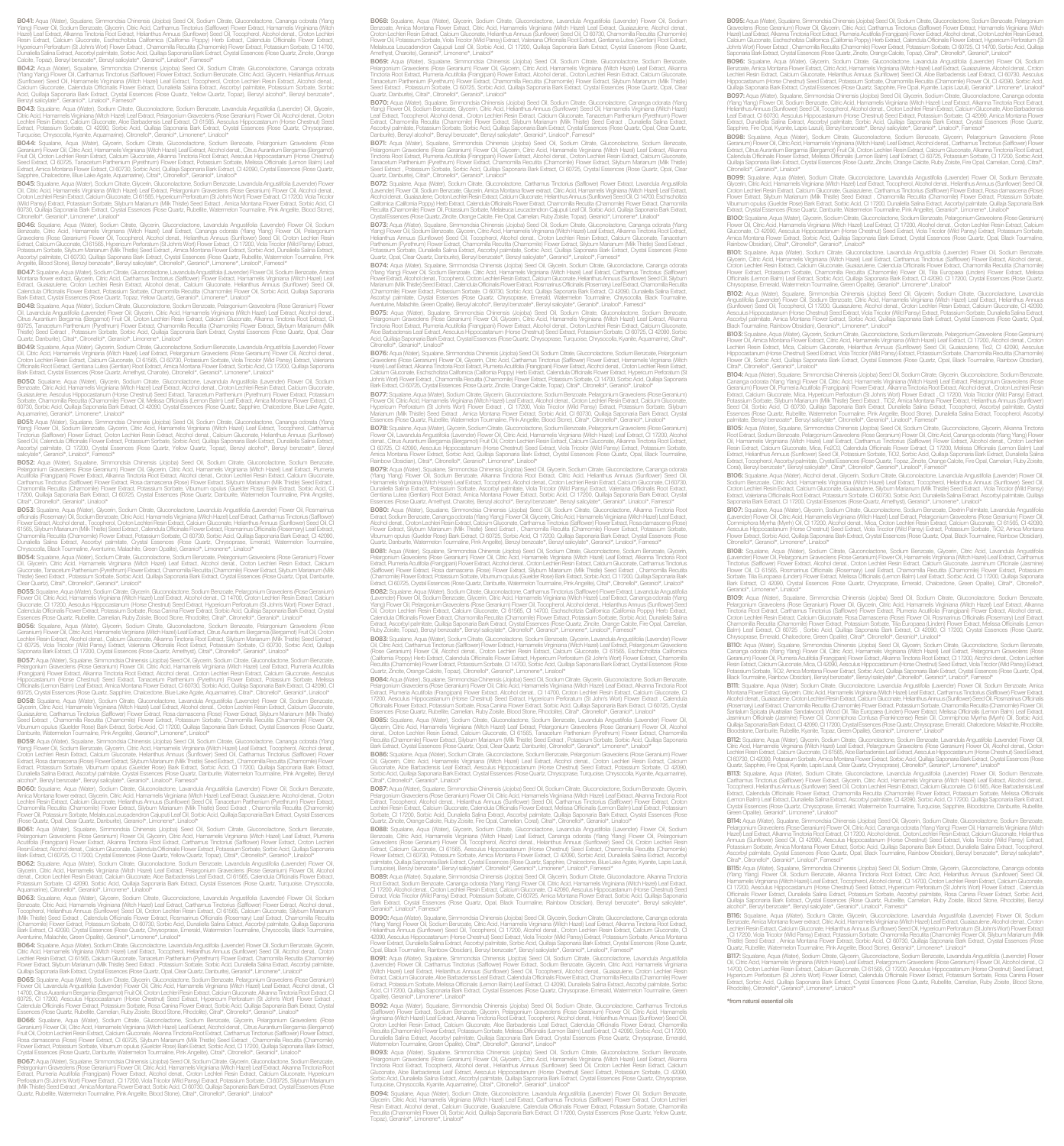**B041:** Aqua (Water), Squalane, Simmondsia Chinensis (Jojoba) Seed Oil, Sodium Citrate, Gluconolactone, Cananga odorata (Ylang Ylang) Flower Oil, Sodium Benzoate, Glycerin, Citric Acid, Carthamus Tinctorius (Safflower) Flower Extract, Hamamelis Virginiana (Witch Hazel) Leaf Extract, Alkanna Tinctoria Root Extract, Helianthus Annuus (Sunflower) Seed Oil, Tocopherol, Alcohol denat., Croton Lechleri Resin Extract, Calcium Gluconate, Eschscholzia Californica (California Poppy) Herb Extract, Calendula Officinalis Flower Extract, Hypericum Perforatum (St.John's Wort) Flower Extract, Chamomilla Recutita (Chamomile) Flower Extract, Potassium Sorbate, CI 14700, Dunaliella Salina Extract, Ascorbyl palmitate, Sorbic Acid, Quillaja Saponaria Bark Extract, Crystal Essences (Rose Quartz, Zincite, Orange Calcite, Topaz), Benzyl benzoate*, Benzyl salicylate*, Geraniol*, Linalool*, Farnesol*

**B042:** Aqua (Water), Squalane, Simmondsia Chinensis (Jojoba) Seed Oil, Sodium Citrate, Gluconolactone, Cananga odorata (Ylang Ylang) Flower Oil, Sodium Benzoate, Glycerin, Citric Acid, Carthamus Tinctorius (Safflower) Flower Extract, Helianthus Annuus (Sunflower) Seed Oil, Hamamelis Virginiana (Witch Hazel) Leaf Extract, Tocopherol, Croton Lechleri Resin Extract, Alcohol denat., Calcium Gluconate, Calendula Officinalis Flower Extract, Chamomilla Recutita (Chamomile) Flower Extract, Potassium Sorbate, Sorbic Acid, Dunaliella Salina Extract, Ascorbyl palmitate, Quillaja Saponaria Bark Extract, Crystal Essences (Rose Quartz, Yellow Quartz, Topaz), Benzyl alcohol*, Benzyl benzoate*, Benzyl salicylate*, Geraniol*, Linalool*, Farnesol*

**B043:** Squalane, Aqua (Water), Sodium Citrate, Gluconolactone, Sodium Benzoate, Lavandula Angustifolia (Lavender) Oil, Glycerin, Citric Acid, Hamamelis Virginiana (Witch Hazel) Leaf Extract, Pelargonium Graveolens (Rose Geranium) Flower Oil, Alcohol denat., Croton Lechleri Resin Extract, Calcium Gluconate, Aloe Barbadensis Leaf Extract, CI 61565, Aesculus Hippocastanum (Horse Chestnut) Seed Extract, Potassium Sorbate, CI 42090, Sorbic Acid, Quillaja Saponaria Bark Extract, Crystal Essences (Rose Quartz, Chrysoprase, Turquoise, Chrysocolla, Kyanite, Aquamarine), Citronellol*, Geraniol*, Limonene*, Linalool*

**B044:** Squalane, Aqua (Water), Glycerin, Sodium Citrate, Gluconolactone, Sodium Benzoate, Pelargonium Graveolens (Rose Geranium) Flower Oil, Citric Acid, Hamamelis Virginiana (Witch Hazel) Leaf Extract, Citrus Aurantium Bergamia (Bergamot) Fruit Oil, Croton Lechleri Resin Extract, Calcium Gluconate, Alkanna Tinctoria Root Extract, Aesculus Hippocastanum (Horse Chestnut) Seed Extract, CI 60725, Tanacetum Parthenium (Pyrethrum) Flower Extract, Potassium Sorbate, Melissa Officinalis (Lemon Balm) Leaf Extract, Arnica Montana Flower Extract, CI 60730, Sorbic Acid, Quillaja Saponaria Bark Extract, CI 42090, Crystal Essences (Rose Quartz, Sapphire, Chalcedone, Blue Lake Agate, Aquamarine), Citral*, Citronellol*, Geraniol*, Limonene*, Linalool*

**B045:** Squalane, Aqua (Water), Sodium Citrate, Glycerin, Gluconolactone, Sodium Benzoate, Lavandula Angustifolia (Lavender) Oil, Citric Acid, Hamamelis Virginiana (Witch Hazel) Leaf Extract, Pelargonium Graveolens (Rose Geranium) Flower Oil, Alcohol denat., Croton Lechleri Resin Extract, Calcium Gluconate, CI 61565, Hypericum Perforatum (St.John's Wort) Flower Extract, CI 17200, Viola Tricolor (Wild Pansy) Extract, Potassium Sorbate, Silybum Marianum (Milk Thistle) Seed Extract, Arnica Montana Flower Extract, CI 60730, Sorbic Acid, Quillaja Saponaria Bark Extract, Crystal Essences (Rose Quartz, Rubellite, Watermelon Tourmaline, Pink Angelite, Blood Stone), Citronellol*, Geraniol*, Limonene*, Linalool*

**B046:** Squalane, Aqua (Water), Sodium Citrate, Glycerin, Gluconolactone, Lavandula Angustifolia (Lavender) Flower Oil, Sodium Benzoate, Citric Acid, Hamamelis Virginiana (Witch Hazel) Leaf Extract, Cananga odorata (Ylang Ylang) Flower Oil, Pelargonium Graveolens (Rose Geranium) Flower Oil, Tocopherol, Alcohol denat., Helianthus Annuus (Sunflower) Seed Oil, Croton Lechleri Resin Extract, Calcium Gluconate, CI 61565, Hypericum Perforatum (St.John's Wort) Flower Extract, CI 17200, Viola Tricolor (Wild Pansy) Extract, Potassium Sorbate, Silybum Marianum (Milk Thistle) Seed Extract, Arnica Montana Flower Extract, CI 60730, Sorbic Acid, Dunaliella Salina Extract, Ascorbyl palmitate, CI 60730, Quillaja Saponaria Bark Extract, Crystal Essences (Rose Quartz, Rubellite, Watermelon Tourmaline, Pink Angelite, Blood Stone), Benzyl benzoate*, Benzyl salicylate*, Citronellol*, Geraniol*, Limonene*, Linalool*, Farnesol*

**B047:** Squalane, Aqua (Water), Sodium Citrate, Gluconolactone, Lavandula Angustifolia (Lavender) Oil, Sodium Benzoate, Arnica Montana flower extract, Glycerin, Citric Acid, Carthamus Tinctorius (Safflower) Flower Extract, Hamamelis Virginiana (Witch Hazel) Leaf Extract, Alcohol denat., Guaiazulene, Croton Lechleri Resin Extract, Calcium Gluconate, Calendula Officinalis Flower Extract, Potassium Sorbate, Chamomilla Recutita (Chamomile) Flower Extract, CI 60730, Sorbic Acid, Quillaja Saponaria Bark Extract, Crystal Essences (Rose Quartz, Topaz, Yellow Quartz), Citronellol*, Geraniol*, Limonene*, Linalool*

**B048:** Squalane, Aqua (Water), Glycerin, Sodium Citrate, Gluconolactone, Sodium Benzoate, Pelargonium Graveolens (Rose Geranium) Flower Oil, Lavandula Angustifolia (Lavender) Flower Oil, Glycerin, Citric Acid, Hamamelis Virginiana (Witch Hazel) Leaf Extract, Alcohol denat., Citrus Aurantium Bergamia (Bergamot) Fruit Oil, Croton Lechleri Resin Extract, Calcium Gluconate, Alkanna Tinctoria Root Extract, CI 60725, Tanacetum Parthenium (Pyrethrum) Flower Extract, Chamomilla Recutita (Chamomile) Flower Extract, Silybum Marianum (Milk Thistle) Seed Extract, Potassium Sorbate, Arnica Montana Flower Extract, Sorbic Acid, Quillaja Saponaria Bark Extract, Crystal Essences (Rose Quartz, Opal, Clear Quartz, Danburite), Citral*, Citronellol*, Geraniol*, Limonene*, Linalool*

**B049:** Squalane, Aqua (Water), Glycerin, Sodium Citrate, Gluconolactone, Sodium Benzoate, Lavandula Angustifolia (Lavender) Flower Oil, Citric Acid, Hamamelis Virginiana (Witch Hazel) Leaf Extract, Pelargonium Graveolens (Rose Geranium) Flower Oil, Alcohol denat., Croton Lechleri Resin Extract, Calcium Gluconate, CI 61565, CI 60730, Potassium Sorbate, Viola Tricolor (Wild Pansy) Extract, Valeriana Officinalis Root Extract, Gentiana Lutea (Gentian) Root Extract, Arnica Montana Flower Extract, Sorbic Acid, CI 17200, Quillaja Saponaria Bark Extract, Crystal Essences (Rose Quartz, Amethyst, Charoite), Citronellol*, Geraniol*, Limonene*, Linalool*

**B050:** Squalane, Aqua (Water), Sodium Citrate, Glycerin, Gluconolactone, Lavandula Angustifolia (Lavender) Flower Oil, Sodium Benzoate, Citric Acid, Hamamelis Virginiana (Witch Hazel) Leaf Extract, Alcohol denat., Croton Lechleri Resin Extract, Calcium Gluconate, Guaiazulene, Aesculus Hippocastanum (Horse Chestnut) Seed Extract, Tanacetum Parthenium (Pyrethrum) Flower Extract, Potassium Sorbate, Chamomilla Recutita (Chamomile) Flower Oil, Melissa Officinalis (Lemon Balm) Leaf Extract, Arnica Montana Flower Extract, CI 60730, Sorbic Acid, Quillaja Saponaria Bark Extract, CI 42090, Crystal Essences (Rose Quartz, Sapphire, Chalcedone, Blue Lace Agate, Aquamarine), Geraniol*, Limonene*, Linalool*

**B051:** Aqua (Water), Squalane, Simmondsia Chinensis (Jojoba) Seed Oil, Sodium Citrate, Gluconolactone, Cananga odorata (Ylang Ylang) Flower Oil, Sodium Benzoate, Glycerin, Citric Acid, Hamamelis Virginiana (Witch Hazel) Leaf Extract, Carthamus Tinctorius (Safflower) Flower Extract, Tocopherol, Alcohol denat., Croton Lechleri Resin Extract, Calcium Gluconate, Helianthus Annuus (Sunflower) Seed Oil, Calendula Officinalis Flower Extract, Potassium Sorbate, Sorbic Acid, Quillaja Saponaria Bark Extract, Dunaliella Salina Extract, Ascorbyl palmitate, CI 17200, Crystal Essences (Rose Quartz, Yellow Quartz, Topaz), Benzyl alcohol*, Benzyl benzoate*, Benzyl salicylate*, Geraniol*, Linalool*, Farnesol*

**B052:** Aqua (Water), Squalane, Simmondsia Chinensis (Jojoba) Seed Oil, Sodium Citrate, Gluconolactone, Sodium Benzoate, Pelargonium Graveolens (Rose Geranium) Flower Oil, Glycerin, Citric Acid, Hamamelis Virginiana (Witch Hazel) Leaf Extract, Plumeria Acutifolia (Frangipani) Flower Extract, Alkanna Tinctoria Root Extract, Alcohol denat., Croton Lechleri Resin Extract, Calcium Gluconate, Carthamus Tinctorius (Safflower) Flower Extract, Rosa damascena (Rose) Flower Extract, Silybum Marianum (Milk Thistle) Seed Extract, Chamomilla Recutita (Chamomile) Flower Extract, Potassium Sorbate, Viburnum opulus (Guelder Rose) Bark Extract, Sorbic Acid, CI 17200, Quillaja Saponaria Bark Extract, CI 60725, Crystal Essences (Rose Quartz, Danburite, Watermelon Tourmaline, Pink Angelite), Citral*, Citronellol*, Geraniol*, Linalool*

**B053:** Squalane, Aqua (Water), Glycerin, Sodium Citrate, Gluconolactone, Lavandula Angustifolia (Lavender) Flower Oil, Rosmarinus officinalis (Rosemary) Oil, Sodium Benzoate, Citric Acid, Hamamelis Virginiana (Witch Hazel) Leaf Extract, Carthamus Tinctorius (Safflower) Flower Extract, Alcohol denat., Croton Lechleri Resin Extract, Calcium Gluconate, Aloe Barbadensis Leaf Extract, CI 61565, Silybum Marianum (Milk Thistle) Seed Extract, Calendula Officinalis Flower Extract, Rosmarinus Officinalis (Rosemary) Leaf Extract, Chamomilla Recutita (Chamomile) Flower Extract, Potassium Sorbate, CI 60730, Sorbic Acid, Quillaja Saponaria Bark Extract, CI 42090, Dunaliella Salina Extract, Ascorbyl palmitate, Crystal Essences (Rose Quartz, Chrysoprase, Emerald, Watermelon Tourmaline, Chrysocolla, Black Tourmaline, Aventurine, Malachite, Green Opalite), Geraniol*, Limonene*, Linalool*

**B054:** Squalane, Aqua (Water), Sodium Citrate, Gluconolactone, Sodium Benzoate, Pelargonium Graveolens (Rose Geranium) Flower Oil, Glycerin, Citric Acid, Hamamelis Virginiana (Witch Hazel) Leaf Extract, Alcohol denat., Croton Lechleri Resin Extract, Calcium Gluconate, Tanacetum Parthenium (Pyrethrum) Flower Extract, Chamomilla Recutita (Chamomile) Flower Extract, Silybum Marianum (Milk Thistle) Seed Extract, Potassium Sorbate, CI 60725, Sorbic Acid, Quillaja Saponaria Bark Extract, Crystal Essences (Rose Quartz, Opal, Danburite, Clear Quartz), Citral*, Citronellol*, Geraniol*, Linalool*

**B055:** Squalane, Aqua (Water), Sodium Citrate, Glycerin, Gluconolactone, Sodium Benzoate, Pelargonium Graveolens (Rose Geranium) Flower Oil, Citric Acid, Hamamelis Virginiana (Witch Hazel) Leaf Extract, Alcohol denat., CI 14700, Croton Lechleri Resin Extract, Calcium Gluconate, CI 17200, Aesculus Hippocastanum (Horse Chestnut) Seed Extract, Hypericum Perforatum (St.John's Wort) Flower Extract, Calendula Officinalis Flower Extract, Potassium Sorbate, Rosa Canina Flower Extract, Sorbic Acid, Quillaja Saponaria Bark Extract, Crystal Essences (Rose Quartz, Rubellite, Carnelian, Ruby Zoisite, Blood Stone, Rhodolite), Citral*, Citronellol*, Geraniol*, Linalool*

**B056:** Squalane, Aqua (Water), Glycerin, Sodium Citrate, Gluconolactone, Sodium Benzoate, Pelargonium Graveolens (Rose Geranium) Flower Oil, Citric Acid, Hamamelis Virginiana (Witch Hazel) Leaf Extract, Citrus Aurantium Bergamia (Bergamot) Fruit Oil, Croton Lechleri Resin Extract, Alcohol denat., Calcium Gluconate, Alkanna Tinctoria Root Extract, Silybum Marianum (Milk Thistle) Seed Extract, CI 60725, Viola Tricolor (Wild Pansy) Extract, Valeriana Officinalis Root Extract, Potassium Sorbate, CI 60730, Sorbic Acid, Quillaja Saponaria Bark Extract, CI 17200, Crystal Essences (Rose Quartz, Amethyst, Charoite), Citral*, Citronellol*, Geraniol*, Limonene*, Linalool*

**B057:** Aqua (Water), Squalane, Simmondsia Chinensis (Jojoba) Seed Oil, Glycerin, Sodium Citrate, Gluconolactone, Sodium Benzoate, Pelargonium Graveolens (Rose Geranium) Flower Oil, Citric Acid, Hamamelis Virginiana (Witch Hazel) Leaf Extract, Plumeria Acutifolia (Frangipani) Flower Extract, Alcohol denat., Croton Lechleri Resin Extract, Calcium Gluconate, Aesculus Hippocastanum (Horse Chestnut) Seed Extract, Tanacetum Parthenium (Pyrethrum) Flower Extract, Potassium Sorbate, Melissa Officinalis (Lemon Balm) Leaf Extract, Arnica Montana Flower Extract, CI 60730, Sorbic Acid, Quillaja Saponaria Bark Extract, CI 42090, CI 60725, Crystal Essences (Rose Quartz, Sapphire, Chalcedone, Blue Lace Agate, Aquamarine), Citral*, Citronellol*, Geraniol*, Linalool*

**B058:** Squalane, Aqua (Water), Sodium Citrate, Glycerin, Gluconolactone, Lavandula Angustifolia (Lavender) Flower Oil, Sodium Benzoate, Citric Acid, Hamamelis Virginiana (Witch Hazel) Leaf Extract, Pelargonium Graveolens (Rose Geranium) Flower Oil, Alcohol denat., Guaiazulene, Carthamus Tinctorius (Safflower) Flower Extract, Croton Lechleri Resin Extract, Calcium Gluconate, Silybum Marianum (Milk Thistle) Seed Extract, Chamomilla Recutita (Chamomile) Flower Extract, Potassium Sorbate, Chamomilla Recutita (Chamomile) Flower Oil, Viburnum opulus (Guelder Rose) Bark Extract, Sorbic Acid, CI 17200, Quillaja Saponaria Bark Extract, Crystal Essences (Rose Quartz, Danburite, Watermelon Tourmaline, Pink Angelite), Geraniol*, Limonene*, Linalool*

**B059:** Aqua (Water), Squalane, Simmondsia Chinensis (Jojoba) Seed Oil, Sodium Citrate, Gluconolactone, Cananga odorata (Ylang Ylang) Flower Oil, Sodium Benzoate, Glycerin, Citric Acid, Hamamelis Virginiana (Witch Hazel) Leaf Extract, Tocopherol, Alcohol denat., Croton Lechleri Resin Extract, Calcium Gluconate, Helianthus Annuus (Sunflower) Seed Oil, Carthamus Tinctorius (Safflower) Flower Extract, Rosa damascena (Rose) Flower Extract, Silybum Marianum (Milk Thistle) Seed Extract, Chamomilla Recutita (Chamomile) Flower Extract, Potassium Sorbate, Viburnum opulus (Guelder Rose) Bark Extract, Sorbic Acid, CI 17200, Quillaja Saponaria Bark Extract, Dunaliella Salina Extract, Ascorbyl palmitate, Crystal Essences (Rose Quartz, Danburite, Watermelon Tourmaline, Pink Angelite), Benzyl alcohol*, Benzyl benzoate*, Benzyl salicylate*, Geraniol*, Linalool*, Farnesol*

**B060:** Squalane, Aqua (Water), Sodium Citrate, Glycerin, Gluconolactone, Lavandula Angustifolia (Lavender) Oil, Sodium Benzoate, Arnica Montana flower extract, Glycerin, Citric Acid, Hamamelis Virginiana (Witch Hazel) Leaf Extract, Guaiazulene, Alcohol denat., Croton Lechleri Resin Extract, Calcium Gluconate, Tanacetum Parthenium (Pyrethrum) Flower Extract, Silybum Marianum (Milk Thistle) Seed Extract, Chamomilla Recutita (Chamomile) Flower Extract, Potassium Sorbate, Melaleuca Leucadendron Cajuput Leaf Oil, Sorbic Acid, CI 60730, Quillaja Saponaria Bark Extract, Crystal Essences (Rose Quartz, Opal, Clear Quartz, Danburite), Geraniol*, Limonene*, Linalool*

**B061:** Aqua (Water), Squalane, Simmondsia Chinensis (Jojoba) Seed Oil, Sodium Citrate, Gluconolactone, Sodium Benzoate, Pelargonium Graveolens (Rose Geranium) Flower Oil, Glycerin, Citric Acid, Hamamelis Virginiana (Witch Hazel) Leaf Extract, Plumeria Acutifolia (Frangipani) Flower Extract, Carthamus Tinctorius (Safflower) Flower Extract, Alcohol denat., Croton Lechleri Resin Extract, Calcium Gluconate, Calendula Officinalis Flower Extract, Chamomilla Recutita (Chamomile) Flower Extract, Potassium Sorbate, Sorbic Acid, Quillaja Saponaria Bark Extract, CI 60725, CI 17200, Crystal Essences (Rose Quartz, Yellow Quartz, Topaz), Citral*, Citronellol*, Geraniol*, Linalool*

**B062:** Squalane, Aqua (Water), Sodium Citrate, Glycerin, Gluconolactone, Sodium Benzoate, Lavandula Angustifolia (Lavender) Flower Oil, Citric Acid, Hamamelis Virginiana (Witch Hazel) Leaf Extract, Pelargonium Graveolens (Rose Geranium) Flower Oil, Alcohol denat., Croton Lechleri Resin Extract, Calcium Gluconate, Aloe Barbadensis Leaf Extract, CI 61565, Calendula Officinalis Flower Extract, Potassium Sorbate, CI 42090, Sorbic Acid, Quillaja Saponaria Bark Extract, Crystal Essences (Rose Quartz, Turquoise, Chrysocolla, Aquamarine), Citronellol*, Geraniol*, Limonene*, Linalool*

**B063:** Squalane, Aqua (Water), Sodium Citrate, Glycerin, Gluconolactone, Lavandula Angustifolia (Lavender) Flower Oil, Sodium Benzoate, Citric Acid, Hamamelis Virginiana (Witch Hazel) Leaf Extract, Carthamus Tinctorius (Safflower) Flower Extract, Alcohol denat., Tocopherol, Helianthus Annuus (Sunflower) Seed Oil, Croton Lechleri Resin Extract, Calcium Gluconate, CI 61565, Silybum Marianum (Milk Thistle) Seed Extract, Calendula Officinalis Flower Extract, Rosmarinus Officinalis (Rosemary) Leaf Extract, Chamomilla Recutita (Chamomile) Flower Extract, Potassium Sorbate, CI 60730, Sorbic Acid, Quillaja Saponaria Bark Extract, CI 42090, Dunaliella Salina Extract, Ascorbyl palmitate, Crystal Essences (Rose Quartz, Chrysoprase, Emerald, Watermelon Tourmaline, Chrysocolla, Black Tourmaline, Aventurine, Malachite, Green Opalite), Geraniol*, Limonene*, Linalool*

**B064:** Squalane, Aqua (Water), Sodium Citrate, Gluconolactone, Lavandula Angustifolia (Lavender) Oil, Sodium Benzoate, Glycerin, Citric Acid, Hamamelis Virginiana (Witch Hazel) Leaf Extract, Alcohol denat., Helianthus Annuus (Sunflower) Seed Oil, Tocopherol, Croton Lechleri Resin Extract, CI 61565, Calcium Gluconate, Tanacetum Parthenium (Pyrethrum) Flower Extract, Chamomilla Recutita (Chamomile) Flower Extract, Silybum Marianum (Milk Thistle) Seed Extract, Potassium Sorbate, CI 60730, Sorbic Acid, Dunaliella Salina Extract, Ascorbyl palmitate, Quillaja Saponaria Bark Extract, Crystal Essences (Rose Quartz, Opal, Clear Quartz, Danburite), Geraniol*, Limonene*, Linalool*

**B065:** Squalane, Aqua (Water), Sodium Citrate, Glycerin, Gluconolactone, Sodium Benzoate, Pelargonium Graveolens (Rose Geranium) Flower Oil, Lavandula Angustifolia (Lavender) Flower Oil, Citric Acid, Hamamelis Virginiana (Witch Hazel) Leaf Extract, Alcohol denat., CI 14700, Croton Lechleri Resin Extract, Calcium Gluconate, Alkanna Tinctoria Root Extract, CI 60725, Aesculus Hippocastanum (Horse Chestnut) Seed Extract, Hypericum Perforatum (St.John's Wort) Flower Extract, Calendula Officinalis Flower Extract, Potassium Sorbate, Rosa Canina Flower Extract, Sorbic Acid, Quillaja Saponaria Bark Extract, Crystal Essences (Rose Quartz, Rubellite, Carnelian, Ruby Zoisite, Blood Stone, Rhodolite), Citral*, Citronellol*, Geraniol*, Limonene*, Linalool*

**B066:** Squalane, Aqua (Water), Sodium Citrate, Gluconolactone, Sodium Benzoate, Glycerin, Pelargonium Graveolens (Rose Geranium) Flower Oil, Citric Acid, Hamamelis Virginiana (Witch Hazel) Leaf Extract, Citrus Aurantium Bergamia (Bergamot) Fruit Oil, Croton Lechleri Resin Extract, Alcohol denat., Calcium Gluconate, Alkanna Tinctoria Root Extract, Carthamus Tinctorius (Safflower) Flower Extract, Rosa damascena (Rose) Flower Extract, CI 60725, Silybum Marianum (Milk Thistle) Seed Extract, Chamomilla Recutita (Chamomile) Flower Extract, Potassium Sorbate, Viburnum opulus (Guelder Rose) Bark Extract, Sorbic Acid, CI 17200, Quillaja Saponaria Bark Extract, Crystal Essences (Rose Quartz, Danburite, Watermelon Tourmaline, Pink Angelite), Citral*, Citronellol*, Geraniol*, Limonene*, Linalool*

**B067:** Aqua (Water), Squalane, Simmondsia Chinensis (Jojoba) Seed Oil, Sodium Citrate, Glycerin, Gluconolactone, Sodium Benzoate, Pelargonium Graveolens (Rose Geranium) Flower Oil, Citric Acid, Hamamelis Virginiana (Witch Hazel) Leaf Extract, Alkanna Tinctoria Root Extract, Plumeria Acutifolia (Frangipani) Flower Extract, Alcohol denat., Croton Lechleri Resin Extract, Calcium Gluconate, Hypericum Perforatum (St.John's Wort) Flower Extract, CI 17200, Viola Tricolor (Wild Pansy) Extract, Potassium Sorbate, CI 60725, Silybum Marianum (Milk Thistle) Seed Extract, Arnica Montana Flower Extract, Sorbic Acid, CI 60730, Quillaja Saponaria Bark Extract, Crystal Essences (Rose Quartz, Rubellite, Watermelon Tourmaline, Pink Angelite, Blood Stone), Citral*, Citronellol*, Geraniol*, Linalool*

**B068:** Squalane, Aqua (Water), Sodium Citrate, Gluconolactone, Lavandula Angustifolia (Lavender) Oil, Sodium Benzoate, Arnica Montana Flower extract, Glycerin, Citric Acid, Hamamelis Virginiana (Witch Hazel) Leaf Extract, Guaiazulene, Alcohol denat., Croton Lechleri Resin Extract, Calcium Gluconate, Helianthus Annuus (Sunflower) Seed Oil, CI 60730, Chamomilla Recutita (Chamomile) Flower Oil, Potassium Sorbate, Viola Tricolor (Wild Pansy) Extract, Valeriana Officinalis Root Extract, Gentiana Lutea (Gentian) Root Extract, Melaleuca Leucadendron Cajuput Leaf Oil, Sorbic Acid, CI 17200, Quillaja Saponaria Bark Extract, Crystal Essences (Rose Quartz, Amethyst, Charoite), Geraniol*, Limonene*, Linalool*

**B069:** Aqua (Water), Squalane, Simmondsia Chinensis (Jojoba) Seed Oil, Sodium Citrate, Gluconolactone, Sodium Benzoate, Pelargonium Graveolens (Rose Geranium) Flower Oil, Glycerin, Citric Acid, Hamamelis Virginiana (Witch Hazel) Leaf Extract, Alkanna Tinctoria Root Extract, Plumeria Acutifolia (Frangipani) Flower Extract, Alcohol denat., Croton Lechleri Resin Extract, Calcium Gluconate, Tanacetum Parthenium (Pyrethrum) Flower Extract, Chamomilla Recutita (Chamomile) Flower Extract, Silybum Marianum (Milk Thistle) Seed Extract, Potassium Sorbate, CI 60725, Sorbic Acid, CI 60730, Quillaja Saponaria Bark Extract, Crystal Essences (Rose Quartz, Opal, Clear Quartz, Danburite), Citral*, Citronellol*, Geraniol*, Linalool*

**B070:** Aqua (Water), Squalane, Simmondsia Chinensis (Jojoba) Seed Oil, Sodium Citrate, Gluconolactone, Cananga odorata (Ylang Ylang) Flower Oil, Sodium Benzoate, Glycerin, Citric Acid, Helianthus Annuus (Sunflower) Seed Oil, Hamamelis Virginiana (Witch Hazel) Leaf Extract, Tocopherol, Alcohol denat., Croton Lechleri Resin Extract, Calcium Gluconate, Tanacetum Parthenium (Pyrethrum) Flower Extract, Chamomilla Recutita (Chamomile) Flower Extract, Silybum Marianum (Milk Thistle) Seed Extract, Potassium Sorbate, Sorbic Acid, CI 60730, Dunaliella Salina Extract, Ascorbyl palmitate, Quillaja Saponaria Bark Extract, Crystal Essences (Rose Quartz, Opal, Clear Quartz, Danburite), Benzyl alcohol*, Benzyl benzoate*, Benzyl salicylate*, Geraniol*, Linalool*, Farnesol*

**B071:** Aqua (Water), Squalane, Simmondsia Chinensis (Jojoba) Seed Oil, Sodium Citrate, Gluconolactone, Sodium Benzoate, Pelargonium Graveolens (Rose Geranium) Flower Oil, Glycerin, Citric Acid, Hamamelis Virginiana (Witch Hazel) Leaf Extract, Alkanna Tinctoria Root Extract, Plumeria Acutifolia (Frangipani) Flower Extract, Alcohol denat., Croton Lechleri Resin Extract, Calcium Gluconate, Tanacetum Parthenium (Pyrethrum) Flower Extract, Chamomilla Recutita (Chamomile) Flower Extract, Silybum Marianum (Milk Thistle) Seed Extract, Potassium Sorbate, CI 60725, Sorbic Acid, Quillaja Saponaria Bark Extract, Crystal Essences (Rose Quartz, Opal, Clear Quartz, Danburite), Citral*, Citronellol*, Geraniol*, Linalool*

**B072:** Squalane, Aqua (Water), Sodium Citrate, Gluconolactone, Carthamus Tinctorius (Safflower) Flower Extract, Lavandula Angustifolia (Lavender) Flower Oil, Sodium Benzoate, Glycerin, Citric Acid, Hamamelis Virginiana (Witch Hazel) Leaf Extract, Alcohol denat., Guaiazulene, Croton Lechleri Resin Extract, Calcium Gluconate, CI 14700, Eschscholzia Californica (California Poppy) Herb Extract, Calendula Officinalis Flower Extract, Hypericum Perforatum (St.John's Wort) Flower Extract, Chamomilla Recutita (Chamomile) Flower Oil, Potassium Sorbate, Melaleuca Leucadendron Cajuput Leaf Oil, Sorbic Acid, Quillaja Saponaria Bark Extract, Crystal Essences (Rose Quartz, Zincite, Orange Calcite, Fire Opal, Carnelian, Ruby Zoisite), Geraniol*, Limonene*, Linalool*

**B073:** Aqua (Water), Squalane, Simmondsia Chinensis (Jojoba) Seed Oil, Sodium Citrate, Gluconolactone, Cananga odorata (Ylang Ylang) Flower Oil, Sodium Benzoate, Glycerin, Citric Acid, Hamamelis Virginiana (Witch Hazel) Leaf Extract, Tocopherol, Alcohol denat., Helianthus Annuus (Sunflower) Seed Oil, Croton Lechleri Resin Extract, Calcium Gluconate, Tanacetum Parthenium (Pyrethrum) Flower Extract, Chamomilla Recutita (Chamomile) Flower Extract, Silybum Marianum (Milk Thistle) Seed Extract, Potassium Sorbate, Dunaliella Salina Extract, Ascorbyl palmitate, Sorbic Acid, Quillaja Saponaria Bark Extract, Crystal Essences (Rose Quartz, Opal, Clear Quartz, Danburite), Benzyl benzoate*, Benzyl salicylate*, Geraniol*, Linalool*, Farnesol*

**B074:** Aqua (Water), Squalane, Simmondsia Chinensis (Jojoba) Seed Oil, Sodium Citrate, Gluconolactone, Cananga odorata (Ylang Ylang) Flower Oil, Sodium Benzoate, Glycerin, Citric Acid, Carthamus Tinctorius (Safflower) Flower Extract, Hamamelis Virginiana (Witch Hazel) Leaf Extract, Tocopherol, Alcohol denat., Croton Lechleri Resin Extract, Calcium Gluconate, Helianthus Annuus (Sunflower) Seed Oil, Silybum Marianum (Milk Thistle) Seed Extract, Calendula Officinalis Flower Extract, Rosmarinus Officinalis (Rosemary) Leaf Extract, Chamomilla Recutita (Chamomile) Flower Extract, Potassium Sorbate, CI 60730, Sorbic Acid, Quillaja Saponaria Bark Extract, CI 42090, Dunaliella Salina Extract, Ascorbyl palmitate, Crystal Essences (Rose Quartz, Chrysoprase, Emerald, Watermelon Tourmaline, Chrysocolla, Black Tourmaline, Aventurine, Malachite, Green Opalite), Benzyl alcohol*, Benzyl benzoate*, Benzyl salicylate*, Geraniol*, Linalool*, Farnesol*

**B075:** Aqua (Water), Squalane, Simmondsia Chinensis (Jojoba) Seed Oil, Sodium Citrate, Gluconolactone, Sodium Benzoate, Pelargonium Graveolens (Rose Geranium) Flower Oil, Glycerin, Citric Acid, Hamamelis Virginiana (Witch Hazel) Leaf Extract, Alkanna Tinctoria Root Extract, Plumeria Acutifolia (Frangipani) Flower Extract, Alcohol denat., Croton Lechleri Resin Extract, Calcium Gluconate, Aloe Barbadensis Leaf Extract, Aesculus Hippocastanum (Horse Chestnut) Seed Extract, Potassium Sorbate, CI 60725, CI 42090, Sorbic Acid, Quillaja Saponaria Bark Extract, Crystal Essences (Rose Quartz, Chrysoprase, Turquoise, Chrysocolla, Kyanite, Aquamarine), Citral*, Citronellol*, Geraniol*, Linalool*

**B076:** Aqua (Water), Squalane, Simmondsia Chinensis (Jojoba) Seed Oil, Sodium Citrate, Gluconolactone, Sodium Benzoate, Pelargonium Graveolens (Rose Geranium) Flower Oil, Glycerin, Citric Acid, Carthamus Tinctorius (Safflower) Flower Extract, Hamamelis Virginiana (Witch Hazel) Leaf Extract, Alkanna Tinctoria Root Extract, Plumeria Acutifolia (Frangipani) Flower Extract, Alcohol denat., Croton Lechleri Resin Extract, Calcium Gluconate, Eschscholzia Californica (California Poppy) Herb Extract, Calendula Officinalis Flower Extract, Hypericum Perforatum (St.John's Wort) Flower Extract, Chamomilla Recutita (Chamomile) Flower Extract, Potassium Sorbate, CI 14700, Sorbic Acid, Quillaja Saponaria Bark Extract, CI 60725, Crystal Essences (Rose Quartz, Zincite, Orange Calcite, Topaz), Citral*, Citronellol*, Geraniol*, Linalool*

**B077:** Squalane, Aqua (Water), Sodium Citrate, Gluconolactone, Sodium Benzoate, Pelargonium Graveolens (Rose Geranium) Flower Oil, Glycerin, Citric Acid, Hamamelis Virginiana (Witch Hazel) Leaf Extract, Alcohol denat., Croton Lechleri Resin Extract, Calcium Gluconate, Hypericum Perforatum (St.John's Wort) Flower Extract, CI 17200, Viola Tricolor (Wild Pansy) Extract, Potassium Sorbate, Silybum Marianum (Milk Thistle) Seed Extract, Arnica Montana Flower Extract, Sorbic Acid, CI 60730, Quillaja Saponaria Bark Extract, Crystal Essences (Rose Quartz, Rubellite, Watermelon Tourmaline, Pink Angelite, Blood Stone), Citral*, Citronellol*, Geraniol*, Linalool*

**B078:** Squalane, Aqua (Water), Glycerin, Sodium Citrate, Gluconolactone, Sodium Benzoate, Pelargonium Graveolens (Rose Geranium) Flower Oil, Lavandula Angustifolia (Lavender) Flower Oil, Citric Acid, Hamamelis Virginiana (Witch Hazel) Leaf Extract, CI 17200, Alcohol denat., Citrus Aurantium Bergamia (Bergamot) Fruit Oil, Croton Lechleri Resin Extract, Calcium Gluconate, Alkanna Tinctoria Root Extract, CI 60725, CI 42090, Aesculus Hippocastanum (Horse Chestnut) Seed Extract, Viola Tricolor (Wild Pansy) Extract, Potassium Sorbate, Arnica Montana Flower Extract, Sorbic Acid, Quillaja Saponaria Bark Extract, Crystal Essences (Rose Quartz, Opal, Black Tourmaline, Rainbow Obsidian), Citral*, Citronellol*, Geraniol*, Limonene*, Linalool*

**B079:** Aqua (Water), Squalane, Simmondsia Chinensis (Jojoba) Seed Oil, Sodium Citrate, Gluconolactone, Cananga odorata (Ylang Ylang) Flower Oil, Sodium Benzoate, Alkanna Tinctoria Root Extract, Glycerin, Citric Acid, Hamamelis Virginiana (Witch Hazel) Leaf Extract, Tocopherol, Alcohol denat., Croton Lechleri Resin Extract, Calcium Gluconate, Helianthus Annuus (Sunflower) Seed Oil, CI 60730, Potassium Sorbate, Viola Tricolor (Wild Pansy) Extract, Valeriana Officinalis Root Extract, Gentiana Lutea (Gentian) Root Extract, Arnica Montana Flower Extract, Sorbic Acid, CI 17200, Quillaja Saponaria Bark Extract, Dunaliella Salina Extract, Ascorbyl palmitate, Crystal Essences (Rose Quartz, Amethyst, Charoite), Benzyl alcohol*, Benzyl benzoate*, Benzyl salicylate*, Geraniol*, Linalool*, Farnesol*

**B080:** Aqua (Water), Squalane, Simmondsia Chinensis (Jojoba) Seed Oil, Sodium Citrate, Gluconolactone, Alkanna Tinctoria Root Extract, Sodium Benzoate, Cananga odorata (Ylang Ylang) Flower Oil, Glycerin, Citric Acid, Hamamelis Virginiana (Witch Hazel) Leaf Extract, Tocopherol, Alcohol denat., Croton Lechleri Resin Extract, Calcium Gluconate, Helianthus Annuus (Sunflower) Seed Oil, Carthamus Tinctorius (Safflower) Flower Extract, Rosa damascena (Rose) Flower Extract, Silybum Marianum (Milk Thistle) Seed Extract, Chamomilla Recutita (Chamomile) Flower Extract, Potassium Sorbate, Viburnum opulus (Guelder Rose) Bark Extract, CI 60725, Sorbic Acid, CI 17200, Quillaja Saponaria Bark Extract, Dunaliella Salina Extract, Ascorbyl palmitate, Crystal Essences (Rose Quartz, Danburite, Watermelon Tourmaline, Pink Angelite), Benzyl benzoate*, Benzyl salicylate*, Geraniol*, Linalool*, Farnesol*

**B081:** Aqua (Water), Squalane, Simmondsia Chinensis (Jojoba) Seed Oil, Sodium Citrate, Gluconolactone, Sodium Benzoate, Pelargonium Graveolens (Rose Geranium) Flower Oil, Glycerin, Citric Acid, Hamamelis Virginiana (Witch Hazel) Leaf Extract, Alkanna Tinctoria Root Extract, Plumeria Acutifolia (Frangipani) Flower Extract, Alcohol denat., Croton Lechleri Resin Extract, Calcium Gluconate, Carthamus Tinctorius (Safflower) Flower Extract, Rosa damascena (Rose) Flower Extract, Silybum Marianum (Milk Thistle) Seed Extract, Chamomilla Recutita (Chamomile) Flower Extract, Potassium Sorbate, Viburnum opulus (Guelder Rose) Bark Extract, Sorbic Acid, CI 17200, Quillaja Saponaria Bark Extract, CI 60725, Crystal Essences (Rose Quartz, Danburite, Watermelon Tourmaline, Pink Angelite), Citral*, Citronellol*, Geraniol*, Linalool*

**B082:** Squalane, Aqua (Water), Sodium Citrate, Gluconolactone, Carthamus Tinctorius (Safflower) Flower Extract, Lavandula Angustifolia (Lavender) Flower Oil, Sodium Benzoate, Glycerin, Citric Acid, Hamamelis Virginiana (Witch Hazel) Leaf Extract, Cananga odorata (Ylang Ylang) Flower Oil, Pelargonium Graveolens (Rose Geranium) Flower Oil, Tocopherol, Alcohol denat., Helianthus Annuus (Sunflower) Seed Oil, Croton Lechleri Resin Extract, Calcium Gluconate, CI 61565, CI 14700, Eschscholzia Californica (California Poppy) Herb Extract, Calendula Officinalis Flower Extract, Hypericum Perforatum (St.John's Wort) Flower Extract, Chamomilla Recutita (Chamomile) Flower Extract, Potassium Sorbate, Sorbic Acid, Dunaliella Salina Extract, Ascorbyl palmitate, Quillaja Saponaria Bark Extract, Crystal Essences (Rose Quartz, Zincite, Orange Calcite, Fire Opal, Carnelian, Ruby Zoisite, Topaz), Benzyl benzoate*, Benzyl salicylate*, Citronellol*, Geraniol*, Limonene*, Linalool*, Farnesol*

**B083:** Squalane, Aqua (Water), Sodium Citrate, Gluconolactone, Sodium Benzoate, Glycerin, Lavandula Angustifolia (Lavender) Flower Oil, Citric Acid, Carthamus Tinctorius (Safflower) Flower Extract, Hamamelis Virginiana (Witch Hazel) Leaf Extract, Pelargonium Graveolens (Rose Geranium) Flower Oil, Alcohol denat., Croton Lechleri Resin Extract, Calcium Gluconate, CI 61565, CI 14700, Eschscholzia Californica (California Poppy) Herb Extract, Calendula Officinalis Flower Extract, Hypericum Perforatum (St.John's Wort) Flower Extract, Chamomilla Recutita (Chamomile) Flower Extract, Potassium Sorbate, CI 14700, Sorbic Acid, Quillaja Saponaria Bark Extract, Crystal Essences (Rose Quartz, Zincite, Orange Calcite, Topaz), Citronellol*, Geraniol*, Limonene*, Linalool*

**B084:** Aqua (Water), Squalane, Simmondsia Chinensis (Jojoba) Seed Oil, Sodium Citrate, Glycerin, Gluconolactone, Sodium Benzoate, Pelargonium Graveolens (Rose Geranium) Flower Oil, Citric Acid, Hamamelis Virginiana (Witch Hazel) Leaf Extract, Plumeria Acutifolia (Frangipani) Flower Extract, Alcohol denat., Croton Lechleri Resin Extract, Calcium Gluconate, CI 14700, CI 17200, Aesculus Hippocastanum (Horse Chestnut) Seed Extract, Hypericum Perforatum (St.John's Wort) Flower Extract, Calendula Officinalis Flower Extract, Potassium Sorbate, Rosa Canina Flower Extract, Sorbic Acid, Quillaja Saponaria Bark Extract, CI 60725, Crystal Essences (Rose Quartz, Rubellite, Carnelian, Ruby Zoisite, Blood Stone, Rhodolite), Citral*, Citronellol*, Geraniol*, Linalool*

**B085:** Squalane, Aqua (Water), Sodium Citrate, Gluconolactone, Sodium Benzoate, Lavandula Angustifolia (Lavender) Oil, Glycerin, Citric Acid, Hamamelis Virginiana (Witch Hazel) Leaf Extract, Pelargonium Graveolens (Rose Geranium) Flower Oil, Alcohol denat., Croton Lechleri Resin Extract, Calcium Gluconate, CI 61565, Tanacetum Parthenium (Pyrethrum) Flower Extract, Chamomilla Recutita (Chamomile) Flower Extract, Silybum Marianum (Milk Thistle) Seed Extract, Potassium Sorbate, CI 60730, Sorbic Acid, Quillaja Saponaria Bark Extract, Crystal Essences (Rose Quartz, Opal, Clear Quartz, Danburite), Citronellol*, Geraniol*, Limonene*, Linalool*

**B086:** Squalane, Aqua (Water), Sodium Citrate, Glycerin, Gluconolactone, Sodium Benzoate, Pelargonium Graveolens (Rose Geranium) Flower Oil, Glycerin, Citric Acid, Hamamelis Virginiana (Witch Hazel) Leaf Extract, Alcohol denat., Croton Lechleri Resin Extract, Calcium Gluconate, Aloe Barbadensis Leaf Extract, Aesculus Hippocastanum (Horse Chestnut) Seed Extract, Potassium Sorbate, CI 42090, Sorbic Acid, Quillaja Saponaria Bark Extract, Crystal Essences (Rose Quartz, Chrysoprase, Turquoise, Chrysocolla, Kyanite, Aquamarine), Citral*, Citronellol*, Geraniol*, Linalool*

**B087:** Aqua (Water), Squalane, Simmondsia Chinensis (Jojoba) Seed Oil, Sodium Citrate, Gluconolactone, Sodium Benzoate, Glycerin, Pelargonium Graveolens (Rose Geranium) Flower Oil, Citric Acid, Hamamelis Virginiana (Witch Hazel) Leaf Extract, Alkanna Tinctoria Root Extract, Tocopherol, Helianthus Annuus (Sunflower) Seed Oil, Alcohol denat., Croton Lechleri Resin Extract, Calcium Gluconate, Calendula Officinalis Flower Extract, Melissa Officinalis (Lemon Balm) Leaf Extract, Potassium Sorbate, CI 17200, Sorbic Acid, CI 60730, Dunaliella Salina Extract, Ascorbyl palmitate, Quillaja Saponaria Bark Extract, Crystal Essences (Rose Quartz, Zincite, Orange Calcite, Fire Opal, Carnelian, Coral), Citral*, Citronellol*, Geraniol*, Linalool*

**B088:** Squalane, Aqua (Water), Glycerin, Sodium Citrate, Gluconolactone, Lavandula Angustifolia (Lavender) Flower Oil, Sodium Benzoate, Citric Acid, Hamamelis Virginiana (Witch Hazel) Leaf Extract, Cananga odorata (Ylang Ylang) Flower Oil, Pelargonium Graveolens (Rose Geranium) Flower Oil, Tocopherol, Alcohol denat., Helianthus Annuus (Sunflower) Seed Oil, Croton Lechleri Resin Extract, Calcium Gluconate, CI 61565, Aesculus Hippocastanum (Horse Chestnut) Seed Extract, Tanacetum Parthenium (Pyrethrum) Flower Extract, Potassium Sorbate, Melissa Officinalis (Lemon Balm) Leaf Extract, Arnica Montana Flower Extract, CI 60730, Sorbic Acid, CI 42090, Dunaliella Salina Extract, Ascorbyl palmitate, Quillaja Saponaria Bark Extract, Crystal Essences (Rose Quartz, Sapphire, Chalcedone, Blue Lace Agate, Kyanite, Lapis Lazuli, Turquoise), Benzyl benzoate*, Benzyl salicylate*, Citronellol*, Geraniol*, Limonene*, Linalool*, Farnesol*

**B089:** Aqua (Water), Squalane, Simmondsia Chinensis (Jojoba) Seed Oil, Sodium Citrate, Gluconolactone, Sodium Benzoate, Alkanna Tinctoria Root Extract, Sodium Benzoate, Cananga odorata (Ylang Ylang) Flower Oil, Glycerin, Citric Acid, Hamamelis Virginiana (Witch Hazel) Leaf Extract, Tocopherol, Alcohol denat., Croton Lechleri Resin Extract, Calcium Gluconate, CI 42090, Aesculus Hippocastanum (Horse Chestnut) Seed Extract, Viola Tricolor (Wild Pansy) Extract, Potassium Sorbate, Arnica Montana Flower Extract, Sorbic Acid, Quillaja Saponaria Bark Extract, Crystal Essences (Rose Quartz, Opal, Black Tourmaline, Rainbow Obsidian), Benzyl benzoate*, Benzyl salicylate*, Geraniol*, Linalool*, Farnesol*

**B090:** Aqua (Water), Squalane, Simmondsia Chinensis (Jojoba) Seed Oil, Sodium Citrate, Gluconolactone, Cananga odorata (Ylang Ylang) Flower Oil, Sodium Benzoate, Glycerin, Citric Acid, Hamamelis Virginiana (Witch Hazel) Leaf Extract, Alkanna Tinctoria Root Extract, Helianthus Annuus (Sunflower) Seed Oil, Tocopherol, CI 17200, Alcohol denat., Croton Lechleri Resin Extract, Calcium Gluconate, CI 42090, Aesculus Hippocastanum (Horse Chestnut) Seed Extract, Viola Tricolor (Wild Pansy) Extract, Potassium Sorbate, Arnica Montana Flower Extract, Sorbic Acid, Dunaliella Salina Extract, Ascorbyl palmitate, Quillaja Saponaria Bark Extract, Crystal Essences (Rose Quartz, Opal, Black Tourmaline, Rainbow Obsidian), Benzyl alcohol*, Benzyl benzoate*, Benzyl salicylate*, Geraniol*, Linalool*, Farnesol*

**B091:** Aqua (Water), Squalane, Simmondsia Chinensis (Jojoba) Seed Oil, Sodium Citrate, Gluconolactone, Lavandula Angustifolia (Lavender) Flower Oil, Sodium Benzoate, Glycerin, Citric Acid, Carthamus Tinctorius (Safflower) Flower Extract, Hamamelis Virginiana (Witch Hazel) Leaf Extract, Helianthus Annuus (Sunflower) Seed Oil, Tocopherol, Alcohol denat., Croton Lechleri Resin Extract, Calcium Gluconate, Aloe Barbadensis Leaf Extract, Calendula Officinalis Flower Extract, Chamomilla Recutita (Chamomile) Flower Extract, Potassium Sorbate, Melissa Officinalis (Lemon Balm) Leaf Extract, CI 42090, Dunaliella Salina Extract, Ascorbyl palmitate, Sorbic Acid, CI 17200, Quillaja Saponaria Bark Extract, Crystal Essences (Rose Quartz, Chrysoprase, Emerald, Green Opalite), Geraniol*, Limonene*, Linalool*

**B092:** Aqua (Water), Squalane, Simmondsia Chinensis (Jojoba) Seed Oil, Sodium Citrate, Gluconolactone, Carthamus Tinctorius (Safflower) Flower Extract, Sodium Benzoate, Glycerin, Pelargonium Graveolens (Rose Geranium) Flower Oil, Citric Acid, Hamamelis Virginiana (Witch Hazel) Leaf Extract, Alkanna Tinctoria Root Extract, Tocopherol, Alcohol denat., Helianthus Annuus (Sunflower) Seed Oil, Croton Lechleri Resin Extract, Calcium Gluconate, Aloe Barbadensis Leaf Extract, Calendula Officinalis Flower Extract, Chamomilla Recutita (Chamomile) Flower Extract, Potassium Sorbate, Melissa Officinalis (Lemon Balm) Leaf Extract, CI 42090, Dunaliella Salina Extract, Ascorbyl palmitate, Quillaja Saponaria Bark Extract, Crystal Essences (Rose Quartz, Chrysoprase, Emerald, Watermelon Tourmaline, Green Opalite), Citral*, Citronellol*, Geraniol*, Linalool*

**B093:** Aqua (Water), Squalane, Simmondsia Chinensis (Jojoba) Seed Oil, Sodium Citrate, Gluconolactone, Sodium Benzoate, Pelargonium Graveolens (Rose Geranium) Flower Oil, Glycerin, Citric Acid, Hamamelis Virginiana (Witch Hazel) Leaf Extract, Alkanna Tinctoria Root Extract, Tocopherol, Alcohol denat., Helianthus Annuus (Sunflower) Seed Oil, Croton Lechleri Resin Extract, Calcium Gluconate, Aloe Barbadensis Leaf Extract, Aesculus Hippocastanum (Horse Chestnut) Seed Extract, Potassium Sorbate, CI 42090, Sorbic Acid, Dunaliella Salina Extract, Ascorbyl palmitate, Quillaja Saponaria Bark Extract, Crystal Essences (Rose Quartz, Chrysoprase, Turquoise, Chrysocolla, Kyanite, Aquamarine), Citral*, Citronellol*, Geraniol*, Linalool*

**B094:** Squalane, Aqua (Water), Sodium Citrate, Gluconolactone, Lavandula Angustifolia (Lavender) Flower Oil, Sodium Benzoate, Glycerin, Citric Acid, Hamamelis Virginiana (Witch Hazel) Leaf Extract, Carthamus Tinctorius (Safflower) Flower Extract, Alcohol denat., Croton Lechleri Resin Extract, Calcium Gluconate, Guaiazulene, Calendula Officinalis Flower Extract, Potassium Sorbate, Chamomilla Recutita (Chamomile) Flower Oil, Sorbic Acid, Quillaja Saponaria Bark Extract, CI 17200, Crystal Essences (Rose Quartz, Yellow Quartz, Topaz), Geraniol*, Limonene*, Linalool*

**B095:** Aqua (Water), Squalane, Simmondsia Chinensis (Jojoba) Seed Oil, Sodium Citrate, Gluconolactone, Sodium Benzoate, Pelargonium Graveolens (Rose Geranium) Flower Oil, Glycerin, Citric Acid, Carthamus Tinctorius (Safflower) Flower Extract, Hamamelis Virginiana (Witch Hazel) Leaf Extract, Alkanna Tinctoria Root Extract, Alcohol denat., Helianthus Annuus (Sunflower) Seed Oil, Croton Lechleri Resin Extract, Calcium Gluconate, Eschscholzia Californica (California Poppy) Herb Extract, Calendula Officinalis Flower Extract, Hypericum Perforatum (St.John's Wort) Flower Extract, Chamomilla Recutita (Chamomile) Flower Extract, Potassium Sorbate, CI 14700, Sorbic Acid, Quillaja Saponaria Bark Extract, CI 60725, Crystal Essences (Rose Quartz, Zincite, Orange Calcite, Topaz), Citral*, Citronellol*, Geraniol*, Linalool*

**B096:** Squalane, Aqua (Water), Sodium Citrate, Gluconolactone, Lavandula Angustifolia (Lavender) Flower Oil, Sodium Benzoate, Arnica Montana flower extract, Glycerin, Citric Acid, Hamamelis Virginiana (Witch Hazel) Leaf Extract, Guaiazulene, Alcohol denat., Croton Lechleri Resin Extract, Calcium Gluconate, CI 42090, Aesculus Hippocastanum (Horse Chestnut) Seed Extract, Potassium Sorbate, Chamomilla Recutita (Chamomile) Flower Oil, CI 42090, Sorbic Acid, Quillaja Saponaria Bark Extract, Crystal Essences (Rose Quartz, Sapphire, Fire Opal, Kyanite, Lapis Lazuli, Turquoise), Geraniol*, Limonene*, Linalool*

**B097:** Aqua (Water), Squalane, Simmondsia Chinensis (Jojoba) Seed Oil, Sodium Citrate, Gluconolactone, Cananga odorata (Ylang Ylang) Flower Oil, Sodium Benzoate, Glycerin, Citric Acid, Hamamelis Virginiana (Witch Hazel) Leaf Extract, Alkanna Tinctoria Root Extract, Helianthus Annuus (Sunflower) Seed Oil, Tocopherol, Alcohol denat., Croton Lechleri Resin Extract, Calcium Gluconate, Aloe Barbadensis Leaf Extract, CI 60730, Aesculus Hippocastanum (Horse Chestnut) Seed Extract, Potassium Sorbate, CI 42090, Arnica Montana Flower Extract, Dunaliella Salina Extract, Ascorbyl palmitate, Sorbic Acid, Quillaja Saponaria Bark Extract, Crystal Essences (Rose Quartz, Sapphire, Fire Opal, Kyanite, Lapis Lazuli), Benzyl benzoate*, Benzyl salicylate*, Geraniol*, Linalool*, Farnesol*

**B098:** Squalane, Aqua (Water), Sodium Citrate, Gluconolactone, Sodium Benzoate, Glycerin, Pelargonium Graveolens (Rose Geranium) Flower Oil, Citric Acid, Hamamelis Virginiana (Witch Hazel) Leaf Extract, Alcohol denat., Carthamus Tinctorius (Safflower) Flower Extract, Citrus Aurantium Bergamia (Bergamot) Fruit Oil, Croton Lechleri Resin Extract, Calcium Gluconate, Alkanna Tinctoria Root Extract, Calendula Officinalis Flower Extract, Melissa Officinalis (Lemon Balm) Leaf Extract, CI 60725, Potassium Sorbate, Sorbic Acid, CI 17200, Quillaja Saponaria Bark Extract, Crystal Essences (Rose Quartz, Zincite, Orange Calcite, Ruby Zoisite, Fire Opal, Carnelian, Coral), Citral*, Citronellol*, Geraniol*, Limonene*, Linalool*

**B099:** Squalane, Aqua (Water), Sodium Citrate, Gluconolactone, Lavandula Angustifolia (Lavender) Flower Oil, Sodium Benzoate, Glycerin, Citric Acid, Hamamelis Virginiana (Witch Hazel) Leaf Extract, Pelargonium Graveolens (Rose Geranium) Flower Oil, Alcohol denat., Helianthus Annuus (Sunflower) Seed Oil, Tocopherol, Croton Lechleri Resin Extract, Calcium Gluconate, Guaiazulene, Carthamus Tinctorius (Safflower) Flower Extract, Rosa damascena (Rose) Flower Extract, Silybum Marianum (Milk Thistle) Seed Extract, Chamomilla Recutita (Chamomile) Flower Extract, Potassium Sorbate, Viburnum opulus (Guelder Rose) Bark Extract, Sorbic Acid, CI 17200, Dunaliella Salina Extract, Ascorbyl palmitate, Quillaja Saponaria Bark Extract, Crystal Essences (Rose Quartz, Danburite, Watermelon Tourmaline, Pink Angelite), Citronellol*, Geraniol*, Limonene*, Linalool*

**B100:** Squalane, Aqua (Water), Glycerin, Sodium Citrate, Gluconolactone, Sodium Benzoate, Pelargonium Graveolens (Rose Geranium) Flower Oil, Citric Acid, Hamamelis Virginiana (Witch Hazel) Leaf Extract, CI 17200, Alcohol denat., Croton Lechleri Resin Extract, Calcium Gluconate, CI 42090, Aesculus Hippocastanum (Horse Chestnut) Seed Extract, Viola Tricolor (Wild Pansy) Extract, Potassium Sorbate, Arnica Montana Flower Extract, Sorbic Acid, Quillaja Saponaria Bark Extract, Crystal Essences (Rose Quartz, Opal, Black Tourmaline, Rainbow Obsidian), Citral*, Citronellol*, Geraniol*, Linalool*

**B101:** Squalane, Aqua (Water), Sodium Citrate, Gluconolactone, Lavandula Angustifolia (Lavender) Flower Oil, Sodium Benzoate, Glycerin, Citric Acid, Hamamelis Virginiana (Witch Hazel) Leaf Extract, Carthamus Tinctorius (Safflower) Flower Extract, Alcohol denat., Croton Lechleri Resin Extract, Calcium Gluconate, Calendula Officinalis Flower Extract, Chamomilla Recutita (Chamomile) Flower Extract, Potassium Sorbate, Chamomilla Recutita (Chamomile) Flower Oil, Tilia Europaea (Linden) Flower Extract, Melissa Officinalis (Lemon Balm) Leaf Extract, Sorbic Acid, Quillaja Saponaria Bark Extract, CI 42090, CI 17200, Crystal Essences (Rose Quartz, Chrysoprase, Emerald, Green Opalite), Geraniol*, Limonene*, Linalool*

**B102:** Aqua (Water), Squalane, Simmondsia Chinensis (Jojoba) Seed Oil, Glycerin, Sodium Citrate, Gluconolactone, Lavandula Angustifolia (Lavender) Flower Oil, Sodium Benzoate, Citric Acid, Hamamelis Virginiana (Witch Hazel) Leaf Extract, Helianthus Annuus (Sunflower) Seed Oil, Tocopherol, CI 17200, Alcohol denat., Croton Lechleri Resin Extract, Calcium Gluconate, CI 42090, Aesculus Hippocastanum (Horse Chestnut) Seed Extract, Viola Tricolor (Wild Pansy) Extract, Potassium Sorbate, Dunaliella Salina Extract, Ascorbyl palmitate, Arnica Montana Flower Extract, Sorbic Acid, Quillaja Saponaria Bark Extract, Crystal Essences (Rose Quartz, Opal, Black Tourmaline, Rainbow Obsidian), Geraniol*, Limonene*, Linalool*

**B103:** Squalane, Aqua (Water), Glycerin, Sodium Citrate, Gluconolactone, Sodium Benzoate, Pelargonium Graveolens (Rose Geranium) Flower Oil, Lavandula Angustifolia (Lavender) Flower Oil, Citric Acid, Hamamelis Virginiana (Witch Hazel) Leaf Extract, CI 17200, Alcohol denat., Croton Lechleri Resin Extract, Mica, Calcium Gluconate, Helianthus Annuus (Sunflower) Seed Oil, Guaiazulene, Tin Oxide, CI 42090, Aesculus Hippocastanum (Horse Chestnut) Seed Extract, Viola Tricolor (Wild Pansy) Extract, Potassium Sorbate, Chamomilla Recutita (Chamomile) Flower Oil, Sorbic Acid, Quillaja Saponaria Bark Extract, Crystal Essences (Rose Quartz, Opal, Black Tourmaline, Rainbow Obsidian), Citral*, Citronellol*, Geraniol*, Limonene*, Linalool*

**B104:** Aqua (Water), Squalane, Simmondsia Chinensis (Jojoba) Seed Oil, Sodium Citrate, Glycerin, Gluconolactone, Sodium Benzoate, Cananga odorata (Ylang Ylang) Flower Oil, Citric Acid, Hamamelis Virginiana (Witch Hazel) Leaf Extract, Pelargonium Graveolens (Rose Geranium) Flower Oil, Plumeria Acutifolia (Frangipani) Flower Extract, Alcohol denat., Croton Lechleri Resin Extract, Calcium Gluconate, Hypericum Perforatum (St.John's Wort) Flower Extract, CI 17200, Viola Tricolor (Wild Pansy) Extract, Potassium Sorbate, Silybum Marianum (Milk Thistle) Seed Extract, TiO2, Arnica Montana Flower Extract, Helianthus Annuus (Sunflower) Seed Oil, CI 60730, Sorbic Acid, Quillaja Saponaria Bark Extract, Dunaliella Salina Extract, Tocopherol, Ascorbyl palmitate, Crystal Essences (Rose Quartz, Rubellite, Watermelon Tourmaline, Pink Angelite, Blood Stone), Benzyl benzoate*, Benzyl salicylate*, Citronellol*, Geraniol*, Linalool*, Farnesol*

**B105:** Aqua (Water), Squalane, Simmondsia Chinensis (Jojoba) Seed Oil, Sodium Citrate, Gluconolactone, Glycerin, Alkanna Tinctoria Root Extract, Sodium Benzoate, Cananga odorata (Ylang Ylang) Flower Oil, Citric Acid, Hamamelis Virginiana (Witch Hazel) Leaf Extract, Carthamus Tinctorius (Safflower) Flower Extract, Alcohol denat., Croton Lechleri Resin Extract, Calcium Gluconate, Mica, Fe2O3, Calendula Officinalis Flower Extract, CI 14700, Melissa Officinalis (Lemon Balm) Leaf Extract, Helianthus Annuus (Sunflower) Seed Oil, Potassium Sorbate, TiO2, Sorbic Acid, Quillaja Saponaria Bark Extract, Dunaliella Salina Extract, Tocopherol, Ascorbyl palmitate, Crystal Essences (Rose Quartz, Topaz, Zincite, Orange Calcite, Fire Opal, Carnelian, Coral), Benzyl benzoate*, Benzyl salicylate*, Citral*, Geraniol*, Linalool*, Farnesol*

**B106:** Squalane, Aqua (Water), Alcohol denat., Glycerin, Sodium Citrate, Gluconolactone, Lavandula Angustifolia (Lavender) Flower Oil, Sodium Benzoate, Citric Acid, Hamamelis Virginiana (Witch Hazel) Leaf Extract, Tocopherol, Helianthus Annuus (Sunflower) Seed Oil, Croton Lechleri Resin Extract, Calcium Gluconate, Guaiazulene, Silybum Marianum (Milk Thistle) Seed Extract, Viola Tricolor (Wild Pansy) Extract, Valeriana Officinalis Root Extract, Potassium Sorbate, CI 60730, Sorbic Acid, Dunaliella Salina Extract, Ascorbyl palmitate, Quillaja Saponaria Bark Extract, CI 17200, Crystal Essences (Rose Quartz, Amethyst, Charoite), Geraniol*, Limonene*, Linalool*

**B107:** Squalane, Aqua (Water), Glycerin, Sodium Citrate, Gluconolactone, Sodium Benzoate, Dextrin Palmitate, Lavandula Angustifolia (Lavender) Flower Oil, Citric Acid, Hamamelis Virginiana (Witch Hazel) Leaf Extract, Pelargonium Graveolens (Rose Geranium) Flower Oil, Commiphora Myrrha (Myrrh) Oil, CI 17200, Alcohol denat., Croton Lechleri Resin Extract, Calcium Gluconate, CI 61565, CI 42090, Aesculus Hippocastanum (Horse Chestnut) Seed Extract, Viola Tricolor (Wild Pansy) Extract, Potassium Sorbate, TiO2, Arnica Montana Flower Extract, Sorbic Acid, Quillaja Saponaria Bark Extract, Crystal Essences (Rose Quartz, Opal, Black Tourmaline, Rainbow Obsidian), Citral*, Citronellol*, Geraniol*, Limonene*, Linalool*

**B108:** Squalane, Aqua (Water), Sodium Citrate, Gluconolactone, Sodium Benzoate, Glycerin, Citric Acid, Lavandula Angustifolia (Lavender) Oil, Pelargonium Graveolens (Rose Geranium) Flower Oil, Hamamelis Virginiana (Witch Hazel) Leaf Extract, Carthamus Tinctorius (Safflower) Flower Extract, Alcohol denat., Croton Lechleri Resin Extract, Calcium Gluconate, Aloe Barbadensis Leaf Extract, CI 61565, Rosmarinus Officinalis (Rosemary) Leaf Extract, Chamomilla Recutita (Chamomile) Flower Extract, Potassium Sorbate, Tilia Europaea (Linden) Flower Extract, Melissa Officinalis (Lemon Balm) Leaf Extract, Sorbic Acid, Quillaja Saponaria Bark Extract, CI 42090, Crystal Essences (Rose Quartz, Chrysoprase, Emerald, Chalcedone, Green Opalite), Citral*, Citronellol*, Geraniol*, Limonene*, Linalool*

**B109:** Aqua (Water), Squalane, Simmondsia Chinensis (Jojoba) Seed Oil, Sodium Citrate, Gluconolactone, Sodium Benzoate, Pelargonium Graveolens (Rose Geranium) Flower Oil, Glycerin, Citric Acid, Hamamelis Virginiana (Witch Hazel) Leaf Extract, Alkanna Tinctoria Root Extract, Carthamus Tinctorius (Safflower) Flower Extract, Plumeria Acutifolia (Frangipani) Flower Extract, Alcohol denat., Croton Lechleri Resin Extract, Calcium Gluconate, Rosa Damascena (Rose) Flower Oil, Rosmarinus Officinalis (Rosemary) Leaf Extract, Chamomilla Recutita (Chamomile) Flower Extract, Potassium Sorbate, Tilia Europaea (Linden) Flower Extract, Melissa Officinalis (Lemon Balm) Leaf Extract, CI 60725, Sorbic Acid, Quillaja Saponaria Bark Extract, CI 42090, Crystal Essences (Rose Quartz, Chrysoprase, Emerald, Chalcedone, Green Opalite), Citral*, Citronellol*, Geraniol*, Linalool*

**B110:** Aqua (Water), Squalane, Simmondsia Chinensis (Jojoba) Seed Oil, Sodium Citrate, Gluconolactone, Sodium Benzoate, Cananga odorata (Ylang Ylang) Flower Oil, Glycerin, Citric Acid, Hamamelis Virginiana (Witch Hazel) Leaf Extract, Pelargonium Graveolens (Rose Geranium) Flower Oil, Plumeria Acutifolia (Frangipani) Flower Extract, Alkanna Tinctoria Root Extract, CI 17200, Alcohol denat., Croton Lechleri Resin Extract, Calcium Gluconate, Mica, CI 42090, Aesculus Hippocastanum (Horse Chestnut) Seed Extract, Viola Tricolor (Wild Pansy) Extract, Potassium Sorbate, TiO2, Arnica Montana Flower Extract, Sorbic Acid, Quillaja Saponaria Bark Extract, Crystal Essences (Rose Quartz, Opal, Black Tourmaline, Rainbow Obsidian), Benzyl benzoate*, Benzyl salicylate*, Citronellol*, Geraniol*, Linalool*, Farnesol*

**B111:** Squalane, Aqua (Water), Sodium Citrate, Gluconolactone, Lavandula Angustifolia (Lavender) Oil, Sodium Benzoate, Arnica Montana flower extract, Glycerin, Citric Acid, Hamamelis Virginiana (Witch Hazel) Leaf Extract, Guaiazulene, Alcohol denat., Croton Lechleri Resin Extract, Calcium Gluconate, Helianthus Annuus (Sunflower) Seed Oil, CI Rosmarinus Officinalis (Rosemary) Leaf Extract, Potassium Sorbate, Chamomilla Recutita (Chamomile) Flower Oil, Santalum Spicata (Australian Sandalwood) Wood Oil, Tilia Europaea (Linden) Flower Extract, Melissa Officinalis (Lemon Balm) Leaf Extract, Jasminum Officinale (Jasmine) Oil, Commiphora Carterii (Frankincense) Resin Oil, Commiphora Myrrha (Myrrh) Oil, Sorbic Acid, Quillaja Saponaria Bark Extract, CI 42090, CI 17200, Crystal Essences (Rose Quartz, Chrysoprase, Emerald, Chalcedone, Malachite, Rhodolite, Bloodstone, Danburite, Rubellite, Kyanite, Topaz, Green Opalite), Geraniol*, Limonene*, Linalool*

**B112:** Squalane, Aqua (Water), Glycerin, Sodium Citrate, Gluconolactone, Sodium Benzoate, Lavandula Angustifolia (Lavender) Flower Oil, Citric Acid, Hamamelis Virginiana (Witch Hazel) Leaf Extract, Pelargonium Graveolens (Rose Geranium) Flower Oil, Alcohol denat., Croton Lechleri Resin Extract, Calcium Gluconate, CI 61565, Aesculus Hippocastanum (Horse Chestnut) Seed Extract, Potassium Sorbate, Melissa Officinalis (Lemon Balm) Leaf Extract, Arnica Montana Flower Extract, Sorbic Acid, Quillaja Saponaria Bark Extract, CI 60730, CI 42090, Crystal Essences (Rose Quartz, Sapphire, Fire Opal, Kyanite, Lapis Lazuli, Turquoise, Chrysoprase), Citronellol*, Geraniol*, Limonene*, Linalool*

**B113:** Squalane, Aqua (Water), Sodium Citrate, Gluconolactone, Lavandula Angustifolia (Lavender) Oil, Sodium Benzoate, Carthamus Tinctorius (Safflower) Flower Extract, Glycerin, Citric Acid, Hamamelis Virginiana (Witch Hazel) Leaf Extract, Alcohol denat., Helianthus Annuus (Sunflower) Seed Oil, Croton Lechleri Resin Extract, Calcium Gluconate, CI 61565, Aloe Barbadensis Leaf Extract, Calendula Officinalis Flower Extract, Chamomilla Recutita (Chamomile) Flower Extract, Potassium Sorbate, Melissa Officinalis (Lemon Balm) Leaf Extract, Dunaliella Salina Extract, Tocopherol, Ascorbyl palmitate, CI 42090, Sorbic Acid, CI 17200, Quillaja Saponaria Bark Extract, Crystal Essences (Rose Quartz, Chrysoprase, Emerald, Watermelon Tourmaline, Turquoise, Sapphire, Blood Stone, Danburite, Rubellite, Green Opalite), Geraniol*, Limonene*, Linalool*

**B114:** Aqua (Water), Squalane, Simmondsia Chinensis (Jojoba) Seed Oil, Sodium Citrate, Gluconolactone, Sodium Benzoate, Pelargonium Graveolens (Rose Geranium) Flower Oil, Glycerin, Citric Acid, Cananga odorata (Ylang Ylang) Flower Oil, Hamamelis Virginiana (Witch Hazel) Leaf Extract, Plumeria Acutifolia (Frangipani) Flower Extract, CI 17200, Alcohol denat., Alkanna Tinctoria Root Extract, Croton Lechleri Resin Extract, Calcium Gluconate, CI 42090, Aesculus Hippocastanum (Horse Chestnut) Seed Extract, Viola Tricolor (Wild Pansy) Extract, Helianthus Annuus (Sunflower) Seed Oil, Potassium Sorbate, Arnica Montana Flower Extract, Sorbic Acid, Quillaja Saponaria Bark Extract, Dunaliella Salina Extract, Tocopherol, Ascorbyl palmitate, Crystal Essences (Rose Quartz, Opal, Black Tourmaline, Rainbow Obsidian), Benzyl benzoate*, Benzyl salicylate*, Citral*, Citronellol*, Geraniol*, Linalool*, Farnesol*

**B115:** Aqua (Water), Squalane, Simmondsia Chinensis (Jojoba) Seed Oil, Sodium Citrate, Glycerin, Gluconolactone, Cananga odorata (Ylang Ylang) Flower Oil, Sodium Benzoate, Citric Acid, Pelargonium Graveolens (Rose Geranium) Flower Oil, Hamamelis Virginiana (Witch Hazel) Leaf Extract, Tocopherol, Alcohol denat., CI 14700, Croton Lechleri Resin Extract, Calcium Gluconate, CI 17200, Aesculus Hippocastanum (Horse Chestnut) Seed Extract, Hypericum Perforatum (St.John's Wort) Flower Extract, Calendula Officinalis Flower Extract, Dunaliella Salina Extract, Ascorbyl palmitate, Rosa Canina Flower Extract, Potassium Sorbate, Sorbic Acid, Quillaja Saponaria Bark Extract, Crystal Essences (Rose Quartz, Rubellite, Carnelian, Ruby Zoisite, Blood Stone, Rhodolite), Benzyl alcohol*, Benzyl benzoate*, Benzyl salicylate*, Citronellol*, Geraniol*, Linalool*, Farnesol*

**B116:** Squalane, Aqua (Water), Sodium Citrate, Glycerin, Gluconolactone, Lavandula Angustifolia (Lavender) Flower Oil, Sodium Benzoate, Arnica Montana flower extract, Glycerin, Citric Acid, Hamamelis Virginiana (Witch Hazel) Leaf Extract, Guaiazulene, Alcohol denat., Croton Lechleri Resin Extract, Calcium Gluconate, Tanacetum Parthenium (Pyrethrum) Flower Extract, CI 17200, Viola Tricolor (Wild Pansy) Extract, Potassium Sorbate, Chamomilla Recutita (Chamomile) Flower Oil, Silybum Marianum (Milk Thistle) Seed Extract, Sorbic Acid, CI 60730, Quillaja Saponaria Bark Extract, Crystal Essences (Rose Quartz, Rubellite, Watermelon Tourmaline, Pink Angelite, Blood Stone), Geraniol*, Limonene*, Linalool*

**B117:** Squalane, Aqua (Water), Sodium Citrate, Glycerin, Gluconolactone, Sodium Benzoate, Lavandula Angustifolia (Lavender) Flower Oil, Citric Acid, Hamamelis Virginiana (Witch Hazel) Leaf Extract, Pelargonium Graveolens (Rose Geranium) Flower Oil, Alcohol denat., CI 14700, Croton Lechleri Resin Extract, Calcium Gluconate, CI 61565, CI 17200, Aesculus Hippocastanum (Horse Chestnut) Seed Extract, Hypericum Perforatum (St.John's Wort) Flower Extract, Calendula Officinalis Flower Extract, Potassium Sorbate, Rosa Canina Flower Extract, Sorbic Acid, Quillaja Saponaria Bark Extract, Crystal Essences (Rose Quartz, Rubellite, Carnelian, Ruby Zoisite, Blood Stone, Rhodolite), Citronellol*, Geraniol*, Limonene*, Linalool*

*from natural essential oils